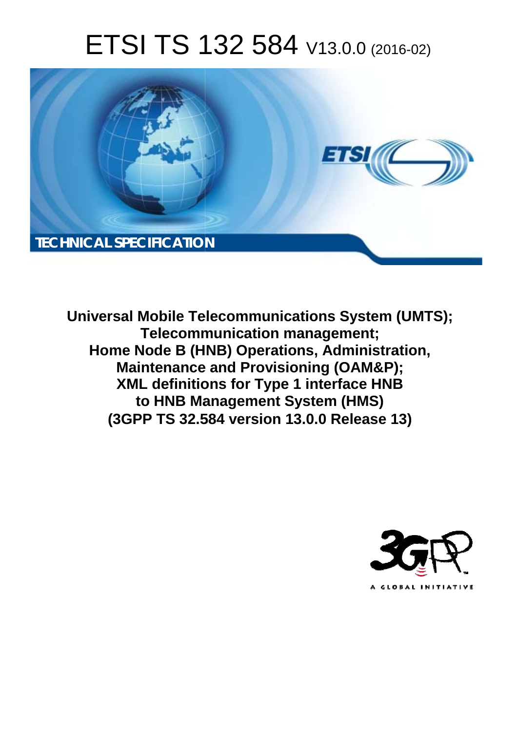# ETSI TS 132 584 V13.0.0 (2016-02)

TECHNICAL SPECIFICATION

**Universal Mobile Telecommunications System (UMTS); Telecommunication management; Home Node B (HNB) Operations, Administration, Maintenance and Provisioning (OAM&P); XML definitions for Type 1 interface HNB to HNB Management System (HMS) (3GPP TS 32.584 version 13.0.0 Release 13)**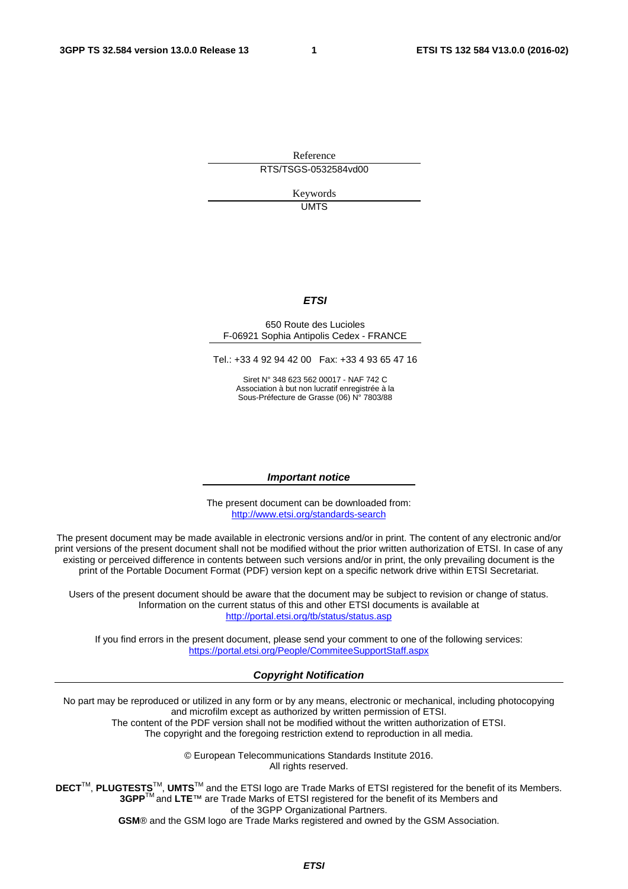Reference

RTS/TSGS-0532584vd00

Keywords

UMTS

***ETSI***

650 Route des Lucioles
F-06921 Sophia Antipolis Cedex - FRANCE

Tel.: +33 4 92 94 42 00   Fax: +33 4 93 65 47 16

Siret N° 348 623 562 00017 - NAF 742 C
Association à but non lucratif enregistrée à la
Sous-Préfecture de Grasse (06) N° 7803/88

***Important notice***

The present document can be downloaded from:
http://www.etsi.org/standards-search

The present document may be made available in electronic versions and/or in print. The content of any electronic and/or print versions of the present document shall not be modified without the prior written authorization of ETSI. In case of any existing or perceived difference in contents between such versions and/or in print, the only prevailing document is the print of the Portable Document Format (PDF) version kept on a specific network drive within ETSI Secretariat.

Users of the present document should be aware that the document may be subject to revision or change of status. Information on the current status of this and other ETSI documents is available at
http://portal.etsi.org/tb/status/status.asp

If you find errors in the present document, please send your comment to one of the following services:
https://portal.etsi.org/People/CommiteeSupportStaff.aspx

***Copyright Notification***

No part may be reproduced or utilized in any form or by any means, electronic or mechanical, including photocopying and microfilm except as authorized by written permission of ETSI.
The content of the PDF version shall not be modified without the written authorization of ETSI.
The copyright and the foregoing restriction extend to reproduction in all media.

© European Telecommunications Standards Institute 2016.
All rights reserved.

**DECT**TM, **PLUGTESTS**TM, **UMTS**TM and the ETSI logo are Trade Marks of ETSI registered for the benefit of its Members.
**3GPP**TM and **LTE**™ are Trade Marks of ETSI registered for the benefit of its Members and of the 3GPP Organizational Partners.
**GSM**® and the GSM logo are Trade Marks registered and owned by the GSM Association.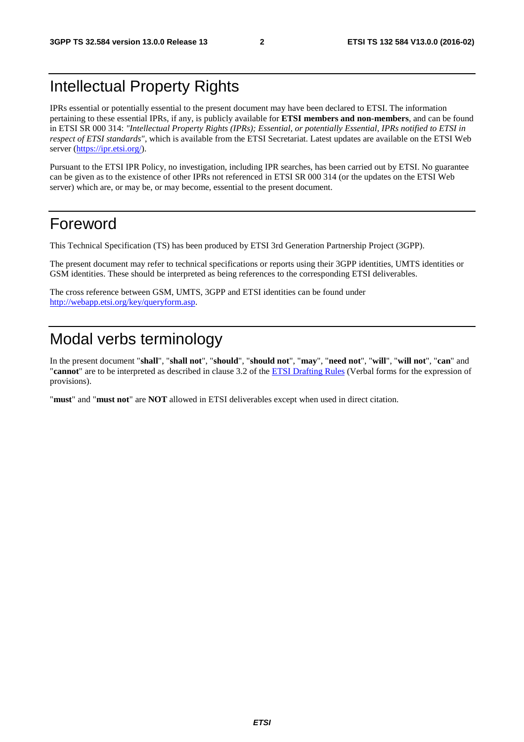# Intellectual Property Rights

IPRs essential or potentially essential to the present document may have been declared to ETSI. The information pertaining to these essential IPRs, if any, is publicly available for **ETSI members and non-members**, and can be found in ETSI SR 000 314: *"Intellectual Property Rights (IPRs); Essential, or potentially Essential, IPRs notified to ETSI in respect of ETSI standards"*, which is available from the ETSI Secretariat. Latest updates are available on the ETSI Web server (https://ipr.etsi.org/).

Pursuant to the ETSI IPR Policy, no investigation, including IPR searches, has been carried out by ETSI. No guarantee can be given as to the existence of other IPRs not referenced in ETSI SR 000 314 (or the updates on the ETSI Web server) which are, or may be, or may become, essential to the present document.

# Foreword

This Technical Specification (TS) has been produced by ETSI 3rd Generation Partnership Project (3GPP).

The present document may refer to technical specifications or reports using their 3GPP identities, UMTS identities or GSM identities. These should be interpreted as being references to the corresponding ETSI deliverables.

The cross reference between GSM, UMTS, 3GPP and ETSI identities can be found under http://webapp.etsi.org/key/queryform.asp.

# Modal verbs terminology

In the present document "**shall**", "**shall not**", "**should**", "**should not**", "**may**", "**need not**", "**will**", "**will not**", "**can**" and "**cannot**" are to be interpreted as described in clause 3.2 of the ETSI Drafting Rules (Verbal forms for the expression of provisions).

"**must**" and "**must not**" are **NOT** allowed in ETSI deliverables except when used in direct citation.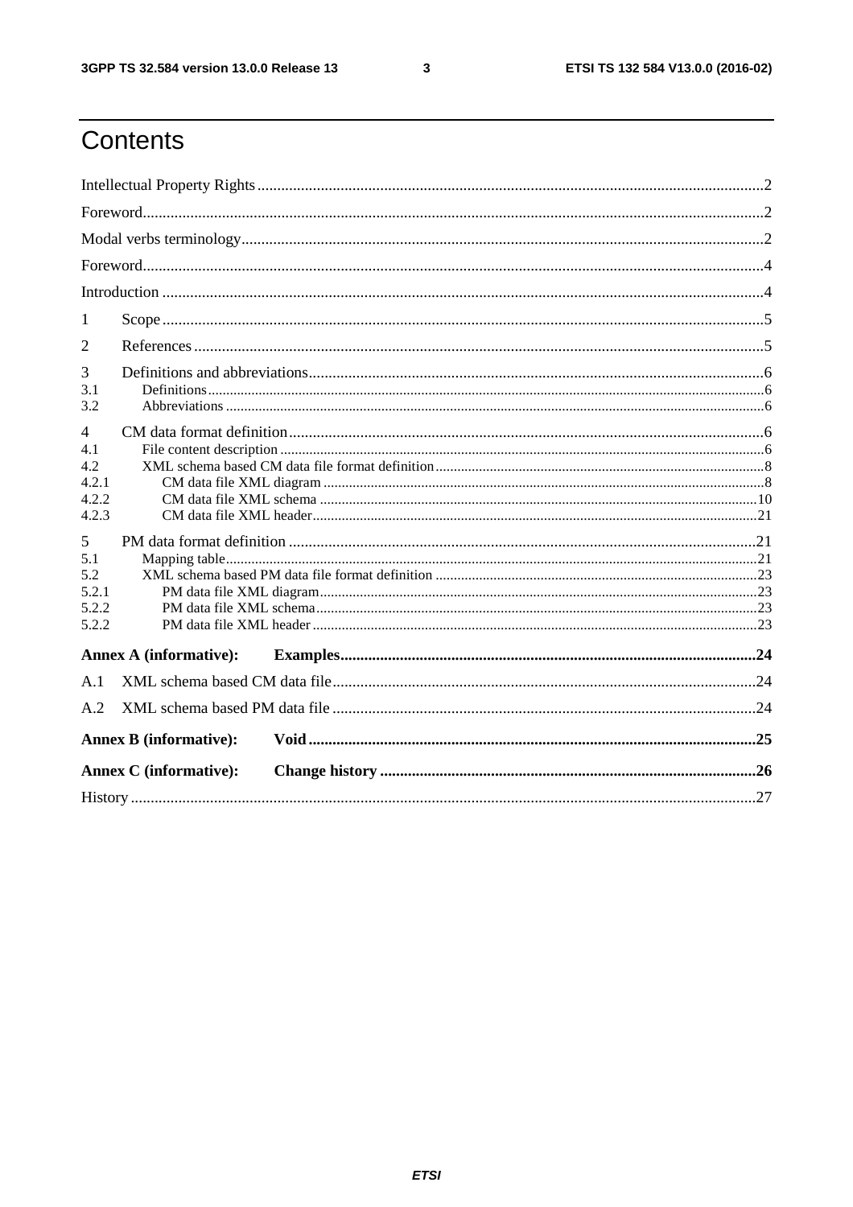# Contents

Intellectual Property Rights ........................................................................................................................... 2

Foreword........................................................................................................................................................ 2

Modal verbs terminology............................................................................................................................... 2

Foreword........................................................................................................................................................ 4

Introduction .................................................................................................................................................... 4

1 Scope ......................................................................................................................................................... 5

2 References .................................................................................................................................................. 5

3 Definitions and abbreviations...................................................................................................................... 6

3.1 Definitions............................................................................................................................................... 6

3.2 Abbreviations .......................................................................................................................................... 6

4 CM data format definition........................................................................................................................... 6

4.1 File content description ............................................................................................................................ 6

4.2 XML schema based CM data file format definition...................................................................................... 8

4.2.1 CM data file XML diagram ..................................................................................................................... 8

4.2.2 CM data file XML schema ..................................................................................................................... 10

4.2.3 CM data file XML header........................................................................................................................ 21

5 PM data format definition ........................................................................................................................... 21

5.1 Mapping table.......................................................................................................................................... 21

5.2 XML schema based PM data file format definition ..................................................................................... 23

5.2.1 PM data file XML diagram...................................................................................................................... 23

5.2.2 PM data file XML schema....................................................................................................................... 23

5.2.2 PM data file XML header ........................................................................................................................ 23

**Annex A (informative): Examples.................................................................................................... 24**

A.1 XML schema based CM data file ............................................................................................................. 24

A.2 XML schema based PM data file ............................................................................................................. 24

**Annex B (informative): Void ............................................................................................................. 25**

**Annex C (informative): Change history ............................................................................................ 26**

History .......................................................................................................................................................... 27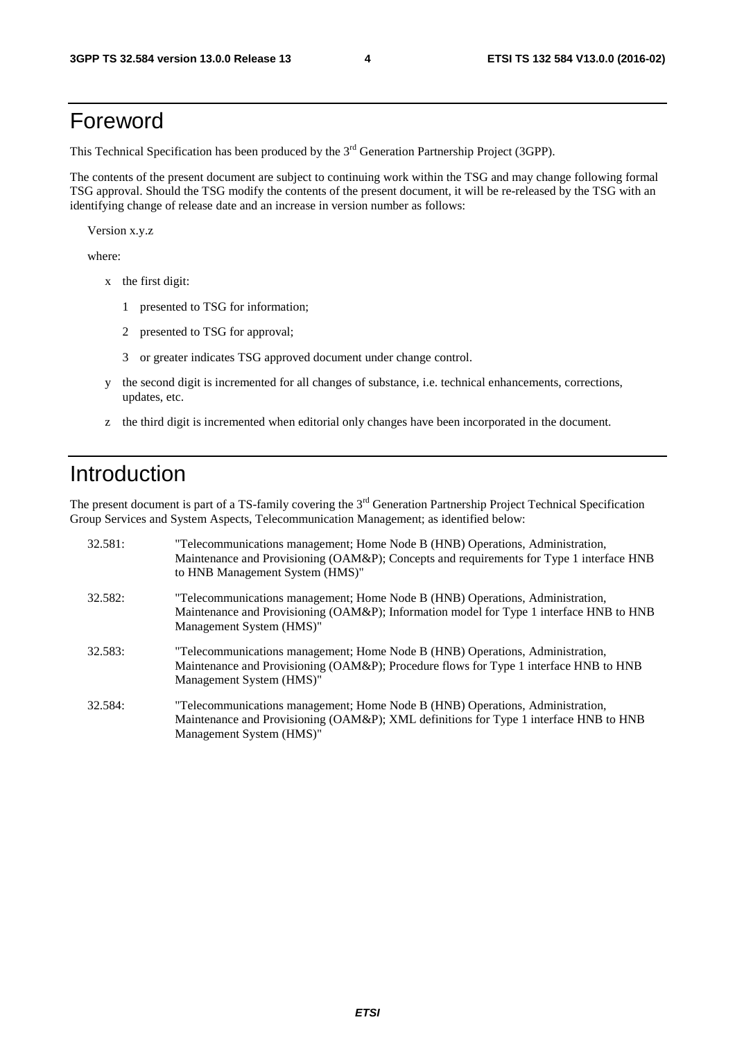# Foreword

This Technical Specification has been produced by the 3rd Generation Partnership Project (3GPP).

The contents of the present document are subject to continuing work within the TSG and may change following formal TSG approval. Should the TSG modify the contents of the present document, it will be re-released by the TSG with an identifying change of release date and an increase in version number as follows:

Version x.y.z

where:

- x the first digit:
  - 1 presented to TSG for information;
  - 2 presented to TSG for approval;
  - 3 or greater indicates TSG approved document under change control.
- y the second digit is incremented for all changes of substance, i.e. technical enhancements, corrections, updates, etc.
- z the third digit is incremented when editorial only changes have been incorporated in the document.

# Introduction

The present document is part of a TS-family covering the 3rd Generation Partnership Project Technical Specification Group Services and System Aspects, Telecommunication Management; as identified below:

| | |
|---|---|
| 32.581: | "Telecommunications management; Home Node B (HNB) Operations, Administration, Maintenance and Provisioning (OAM&P); Concepts and requirements for Type 1 interface HNB to HNB Management System (HMS)" |
| 32.582: | "Telecommunications management; Home Node B (HNB) Operations, Administration, Maintenance and Provisioning (OAM&P); Information model for Type 1 interface HNB to HNB Management System (HMS)" |
| 32.583: | "Telecommunications management; Home Node B (HNB) Operations, Administration, Maintenance and Provisioning (OAM&P); Procedure flows for Type 1 interface HNB to HNB Management System (HMS)" |
| 32.584: | "Telecommunications management; Home Node B (HNB) Operations, Administration, Maintenance and Provisioning (OAM&P); XML definitions for Type 1 interface HNB to HNB Management System (HMS)" |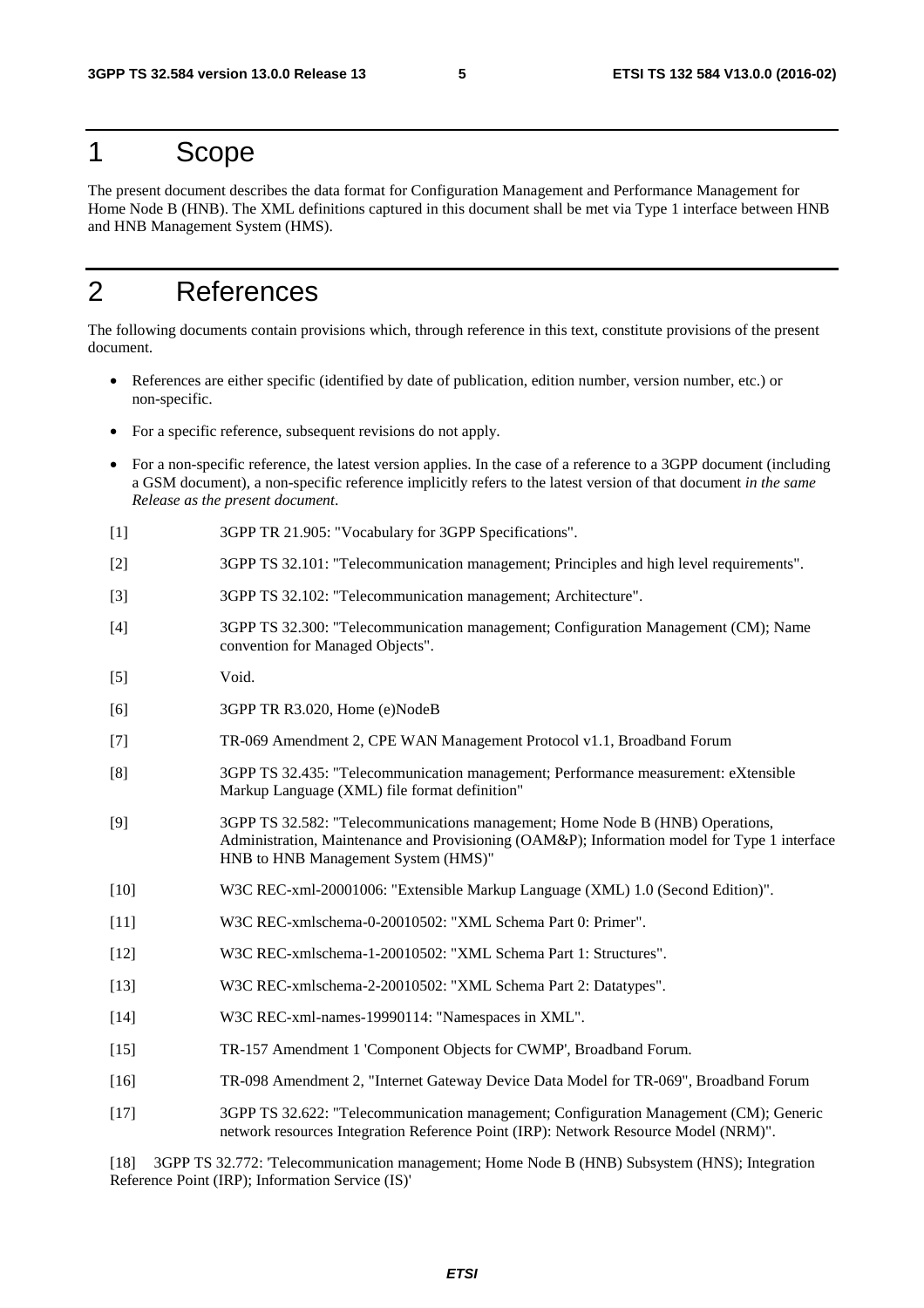# 1 Scope

The present document describes the data format for Configuration Management and Performance Management for Home Node B (HNB). The XML definitions captured in this document shall be met via Type 1 interface between HNB and HNB Management System (HMS).

# 2 References

The following documents contain provisions which, through reference in this text, constitute provisions of the present document.

- References are either specific (identified by date of publication, edition number, version number, etc.) or non-specific.
- For a specific reference, subsequent revisions do not apply.
- For a non-specific reference, the latest version applies. In the case of a reference to a 3GPP document (including a GSM document), a non-specific reference implicitly refers to the latest version of that document *in the same Release as the present document*.

[1] 3GPP TR 21.905: "Vocabulary for 3GPP Specifications".

[2] 3GPP TS 32.101: "Telecommunication management; Principles and high level requirements".

[3] 3GPP TS 32.102: "Telecommunication management; Architecture".

[4] 3GPP TS 32.300: "Telecommunication management; Configuration Management (CM); Name convention for Managed Objects".

[5] Void.

[6] 3GPP TR R3.020, Home (e)NodeB

[7] TR-069 Amendment 2, CPE WAN Management Protocol v1.1, Broadband Forum

[8] 3GPP TS 32.435: "Telecommunication management; Performance measurement: eXtensible Markup Language (XML) file format definition"

[9] 3GPP TS 32.582: "Telecommunications management; Home Node B (HNB) Operations, Administration, Maintenance and Provisioning (OAM&P); Information model for Type 1 interface HNB to HNB Management System (HMS)"

[10] W3C REC-xml-20001006: "Extensible Markup Language (XML) 1.0 (Second Edition)".

[11] W3C REC-xmlschema-0-20010502: "XML Schema Part 0: Primer".

[12] W3C REC-xmlschema-1-20010502: "XML Schema Part 1: Structures".

[13] W3C REC-xmlschema-2-20010502: "XML Schema Part 2: Datatypes".

[14] W3C REC-xml-names-19990114: "Namespaces in XML".

[15] TR-157 Amendment 1 'Component Objects for CWMP', Broadband Forum.

[16] TR-098 Amendment 2, "Internet Gateway Device Data Model for TR-069", Broadband Forum

[17] 3GPP TS 32.622: "Telecommunication management; Configuration Management (CM); Generic network resources Integration Reference Point (IRP): Network Resource Model (NRM)".

[18] 3GPP TS 32.772: 'Telecommunication management; Home Node B (HNB) Subsystem (HNS); Integration Reference Point (IRP); Information Service (IS)'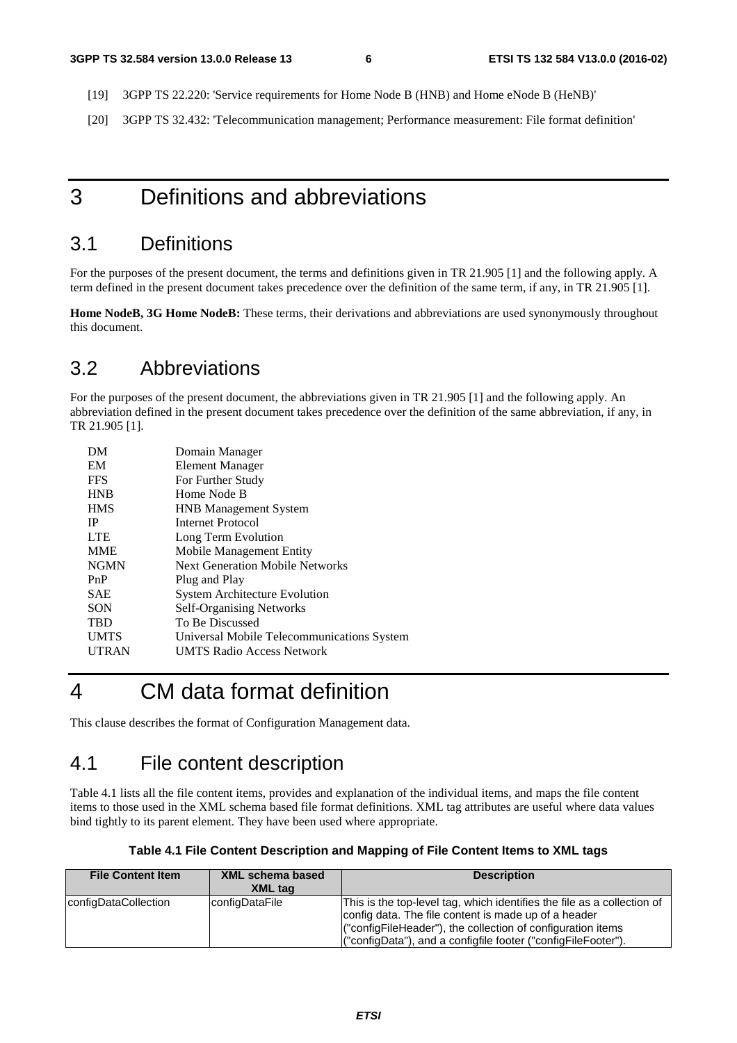[19] 3GPP TS 22.220: 'Service requirements for Home Node B (HNB) and Home eNode B (HeNB)'

[20] 3GPP TS 32.432: 'Telecommunication management; Performance measurement: File format definition'

# 3 Definitions and abbreviations

## 3.1 Definitions

For the purposes of the present document, the terms and definitions given in TR 21.905 [1] and the following apply. A term defined in the present document takes precedence over the definition of the same term, if any, in TR 21.905 [1].

**Home NodeB, 3G Home NodeB:** These terms, their derivations and abbreviations are used synonymously throughout this document.

## 3.2 Abbreviations

For the purposes of the present document, the abbreviations given in TR 21.905 [1] and the following apply. An abbreviation defined in the present document takes precedence over the definition of the same abbreviation, if any, in TR 21.905 [1].

| | |
|---|---|
| DM | Domain Manager |
| EM | Element Manager |
| FFS | For Further Study |
| HNB | Home Node B |
| HMS | HNB Management System |
| IP | Internet Protocol |
| LTE | Long Term Evolution |
| MME | Mobile Management Entity |
| NGMN | Next Generation Mobile Networks |
| PnP | Plug and Play |
| SAE | System Architecture Evolution |
| SON | Self-Organising Networks |
| TBD | To Be Discussed |
| UMTS | Universal Mobile Telecommunications System |
| UTRAN | UMTS Radio Access Network |

# 4 CM data format definition

This clause describes the format of Configuration Management data.

## 4.1 File content description

Table 4.1 lists all the file content items, provides and explanation of the individual items, and maps the file content items to those used in the XML schema based file format definitions. XML tag attributes are useful where data values bind tightly to its parent element. They have been used where appropriate.

**Table 4.1 File Content Description and Mapping of File Content Items to XML tags**

| File Content Item | XML schema based XML tag | Description |
|---|---|---|
| configDataCollection | configDataFile | This is the top-level tag, which identifies the file as a collection of config data. The file content is made up of a header ("configFileHeader"), the collection of configuration items ("configData"), and a configfile footer ("configFileFooter"). |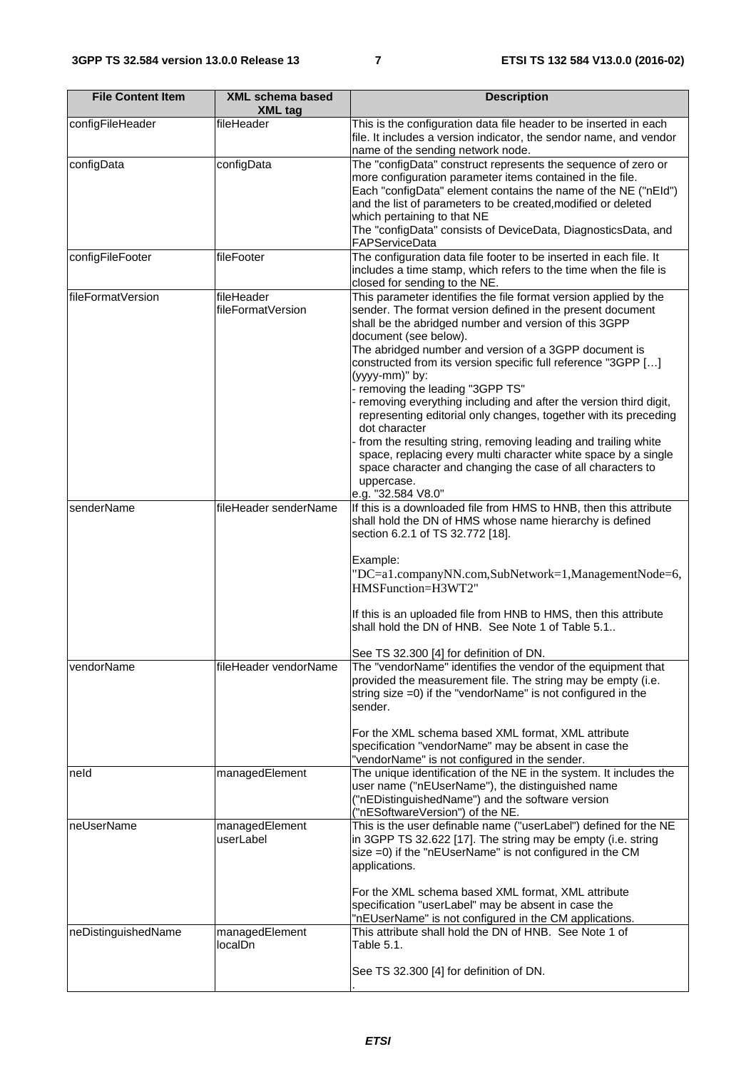| File Content Item | XML schema based XML tag | Description |
|---|---|---|
| configFileHeader | fileHeader | This is the configuration data file header to be inserted in each file. It includes a version indicator, the sendor name, and vendor name of the sending network node. |
| configData | configData | The "configData" construct represents the sequence of zero or more configuration parameter items contained in the file. Each "configData" element contains the name of the NE ("nEId") and the list of parameters to be created,modified or deleted which pertaining to that NE<br>The "configData" consists of DeviceData, DiagnosticsData, and FAPServiceData |
| configFileFooter | fileFooter | The configuration data file footer to be inserted in each file. It includes a time stamp, which refers to the time when the file is closed for sending to the NE. |
| fileFormatVersion | fileHeader fileFormatVersion | This parameter identifies the file format version applied by the sender. The format version defined in the present document shall be the abridged number and version of this 3GPP document (see below).<br>The abridged number and version of a 3GPP document is constructed from its version specific full reference "3GPP […] (yyyy-mm)" by:<br>- removing the leading "3GPP TS"<br>- removing everything including and after the version third digit, representing editorial only changes, together with its preceding dot character<br>- from the resulting string, removing leading and trailing white space, replacing every multi character white space by a single space character and changing the case of all characters to uppercase.<br>e.g. "32.584 V8.0" |
| senderName | fileHeader senderName | If this is a downloaded file from HMS to HNB, then this attribute shall hold the DN of HMS whose name hierarchy is defined section 6.2.1 of TS 32.772 [18].<br><br>Example:<br>"DC=a1.companyNN.com,SubNetwork=1,ManagementNode=6, HMSFunction=H3WT2"<br><br>If this is an uploaded file from HNB to HMS, then this attribute shall hold the DN of HNB. See Note 1 of Table 5.1..<br><br>See TS 32.300 [4] for definition of DN. |
| vendorName | fileHeader vendorName | The "vendorName" identifies the vendor of the equipment that provided the measurement file. The string may be empty (i.e. string size =0) if the "vendorName" is not configured in the sender.<br><br>For the XML schema based XML format, XML attribute specification "vendorName" may be absent in case the "vendorName" is not configured in the sender. |
| neId | managedElement | The unique identification of the NE in the system. It includes the user name ("nEUserName"), the distinguished name ("nEDistinguishedName") and the software version ("nESoftwareVersion") of the NE. |
| neUserName | managedElement userLabel | This is the user definable name ("userLabel") defined for the NE in 3GPP TS 32.622 [17]. The string may be empty (i.e. string size =0) if the "nEUserName" is not configured in the CM applications.<br><br>For the XML schema based XML format, XML attribute specification "userLabel" may be absent in case the "nEUserName" is not configured in the CM applications. |
| neDistinguishedName | managedElement localDn | This attribute shall hold the DN of HNB. See Note 1 of Table 5.1.<br><br>See TS 32.300 [4] for definition of DN.<br>. |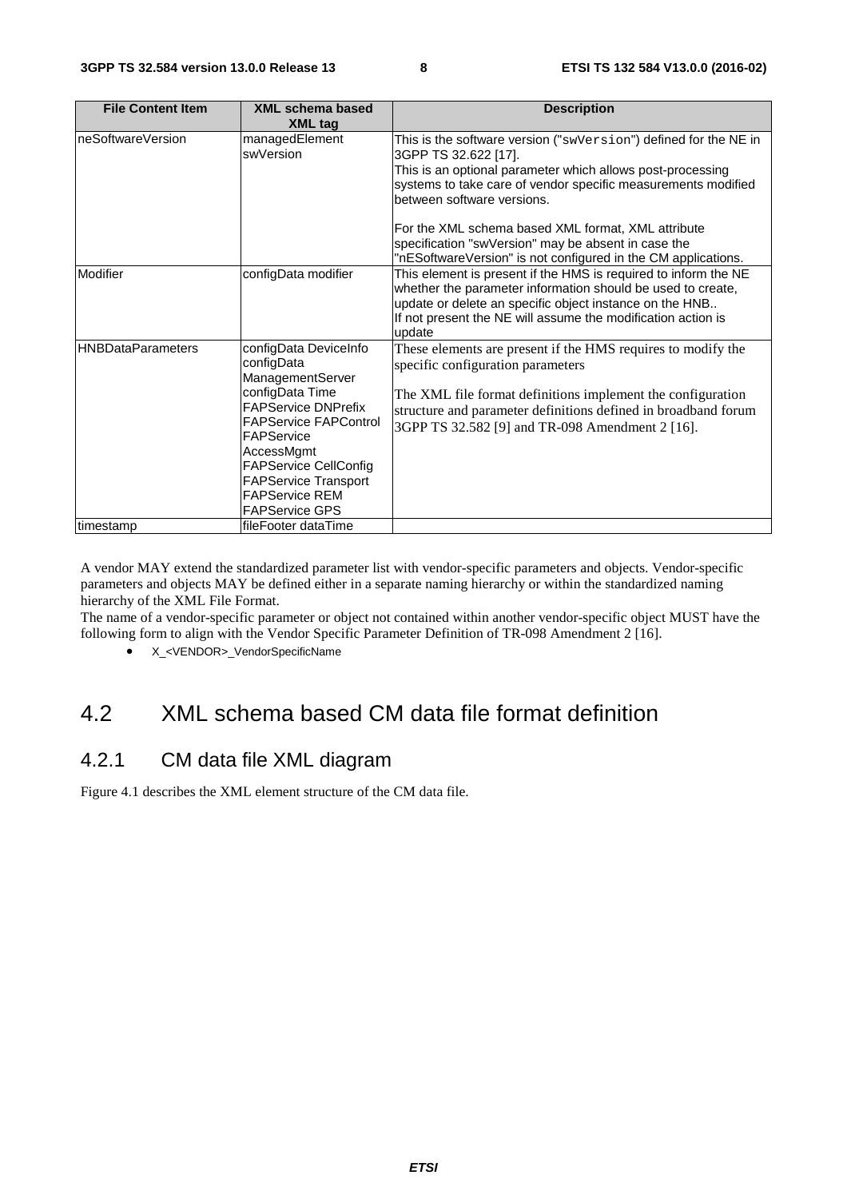| File Content Item | XML schema based XML tag | Description |
|---|---|---|
| neSoftwareVersion | managedElement swVersion | This is the software version ("swVersion") defined for the NE in 3GPP TS 32.622 [17].<br>This is an optional parameter which allows post-processing systems to take care of vendor specific measurements modified between software versions.<br><br>For the XML schema based XML format, XML attribute specification "swVersion" may be absent in case the "nESoftwareVersion" is not configured in the CM applications. |
| Modifier | configData modifier | This element is present if the HMS is required to inform the NE whether the parameter information should be used to create, update or delete an specific object instance on the HNB..<br>If not present the NE will assume the modification action is update |
| HNBDataParameters | configData DeviceInfo<br>configData ManagementServer<br>configData Time<br>FAPService DNPrefix<br>FAPService FAPControl<br>FAPService AccessMgmt<br>FAPService CellConfig<br>FAPService Transport<br>FAPService REM<br>FAPService GPS | These elements are present if the HMS requires to modify the specific configuration parameters<br><br>The XML file format definitions implement the configuration structure and parameter definitions defined in broadband forum 3GPP TS 32.582 [9] and TR-098 Amendment 2 [16]. |
| timestamp | fileFooter dataTime | |

A vendor MAY extend the standardized parameter list with vendor-specific parameters and objects. Vendor-specific parameters and objects MAY be defined either in a separate naming hierarchy or within the standardized naming hierarchy of the XML File Format.

The name of a vendor-specific parameter or object not contained within another vendor-specific object MUST have the following form to align with the Vendor Specific Parameter Definition of TR-098 Amendment 2 [16].

- X_<VENDOR>_VendorSpecificName

## 4.2 XML schema based CM data file format definition

### 4.2.1 CM data file XML diagram

Figure 4.1 describes the XML element structure of the CM data file.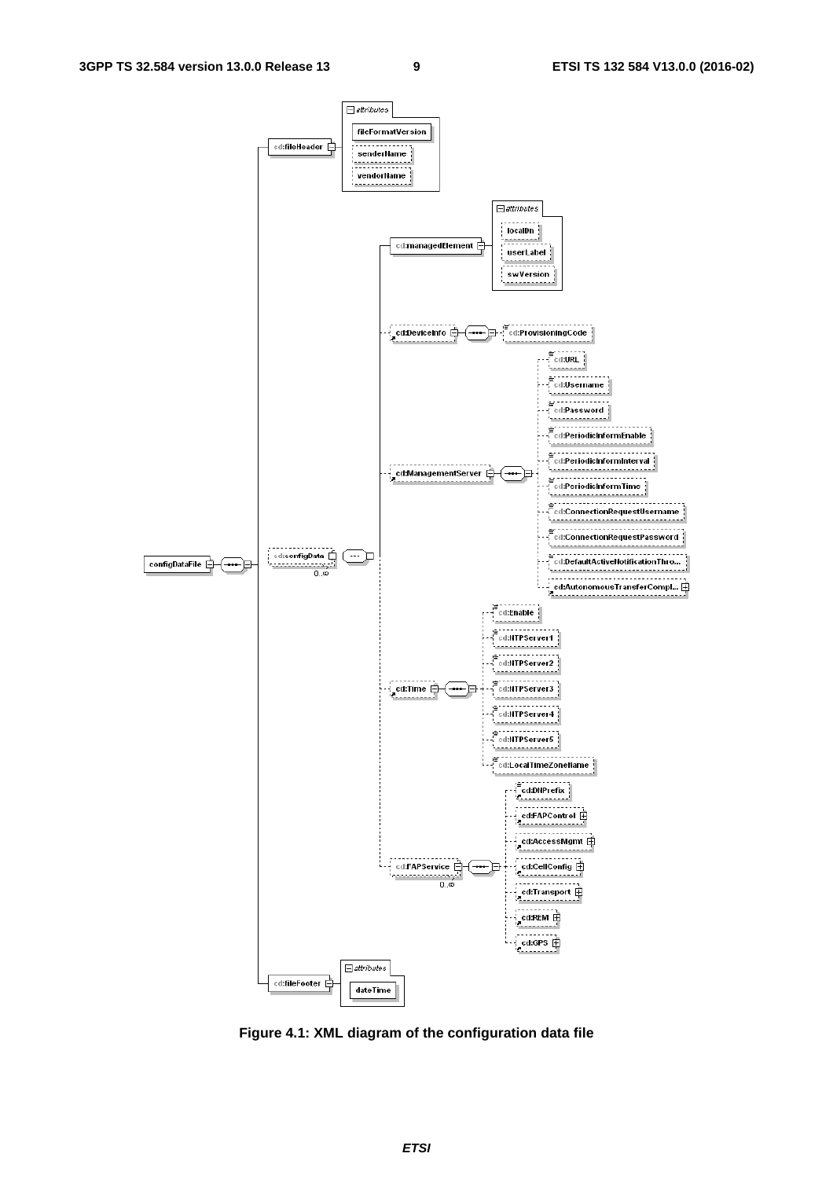configDataFile

cd:fileHeader

attributes

fileFormatVersion

senderName

vendorName

cd:configData

0..∞

cd:managedElement

attributes

localDn

userLabel

swVersion

cd:DeviceInfo

cd:ProvisioningCode

cd:ManagementServer

cd:URL

cd:Username

cd:Password

cd:PeriodicInformEnable

cd:PeriodicInformInterval

cd:PeriodicInformTime

cd:ConnectionRequestUsername

cd:ConnectionRequestPassword

cd:DefaultActiveNotificationThro...

cd:AutonomousTransferCompl...

cd:Time

cd:Enable

cd:NTPServer1

cd:NTPServer2

cd:NTPServer3

cd:NTPServer4

cd:NTPServer5

cd:LocalTimeZoneName

cd:FAPService

0..∞

cd:DNPrefix

cd:FAPControl

cd:AccessMgmt

cd:CellConfig

cd:Transport

cd:REM

cd:GPS

cd:fileFooter

attributes

dateTime

**Figure 4.1: XML diagram of the configuration data file**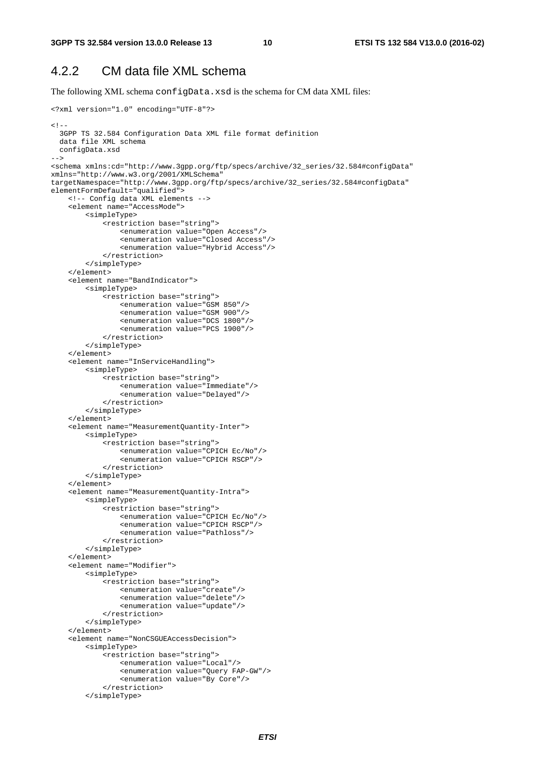### 4.2.2 CM data file XML schema

The following XML schema `configData.xsd` is the schema for CM data XML files:

```
<?xml version="1.0" encoding="UTF-8"?>

<!--
  3GPP TS 32.584 Configuration Data XML file format definition
  data file XML schema
  configData.xsd
-->
<schema xmlns:cd="http://www.3gpp.org/ftp/specs/archive/32_series/32.584#configData"
xmlns="http://www.w3.org/2001/XMLSchema"
targetNamespace="http://www.3gpp.org/ftp/specs/archive/32_series/32.584#configData"
elementFormDefault="qualified">
    <!-- Config data XML elements -->
    <element name="AccessMode">
        <simpleType>
            <restriction base="string">
                <enumeration value="Open Access"/>
                <enumeration value="Closed Access"/>
                <enumeration value="Hybrid Access"/>
            </restriction>
        </simpleType>
    </element>
    <element name="BandIndicator">
        <simpleType>
            <restriction base="string">
                <enumeration value="GSM 850"/>
                <enumeration value="GSM 900"/>
                <enumeration value="DCS 1800"/>
                <enumeration value="PCS 1900"/>
            </restriction>
        </simpleType>
    </element>
    <element name="InServiceHandling">
        <simpleType>
            <restriction base="string">
                <enumeration value="Immediate"/>
                <enumeration value="Delayed"/>
            </restriction>
        </simpleType>
    </element>
    <element name="MeasurementQuantity-Inter">
        <simpleType>
            <restriction base="string">
                <enumeration value="CPICH Ec/No"/>
                <enumeration value="CPICH RSCP"/>
            </restriction>
        </simpleType>
    </element>
    <element name="MeasurementQuantity-Intra">
        <simpleType>
            <restriction base="string">
                <enumeration value="CPICH Ec/No"/>
                <enumeration value="CPICH RSCP"/>
                <enumeration value="Pathloss"/>
            </restriction>
        </simpleType>
    </element>
    <element name="Modifier">
        <simpleType>
            <restriction base="string">
                <enumeration value="create"/>
                <enumeration value="delete"/>
                <enumeration value="update"/>
            </restriction>
        </simpleType>
    </element>
    <element name="NonCSGUEAccessDecision">
        <simpleType>
            <restriction base="string">
                <enumeration value="Local"/>
                <enumeration value="Query FAP-GW"/>
                <enumeration value="By Core"/>
            </restriction>
        </simpleType>
```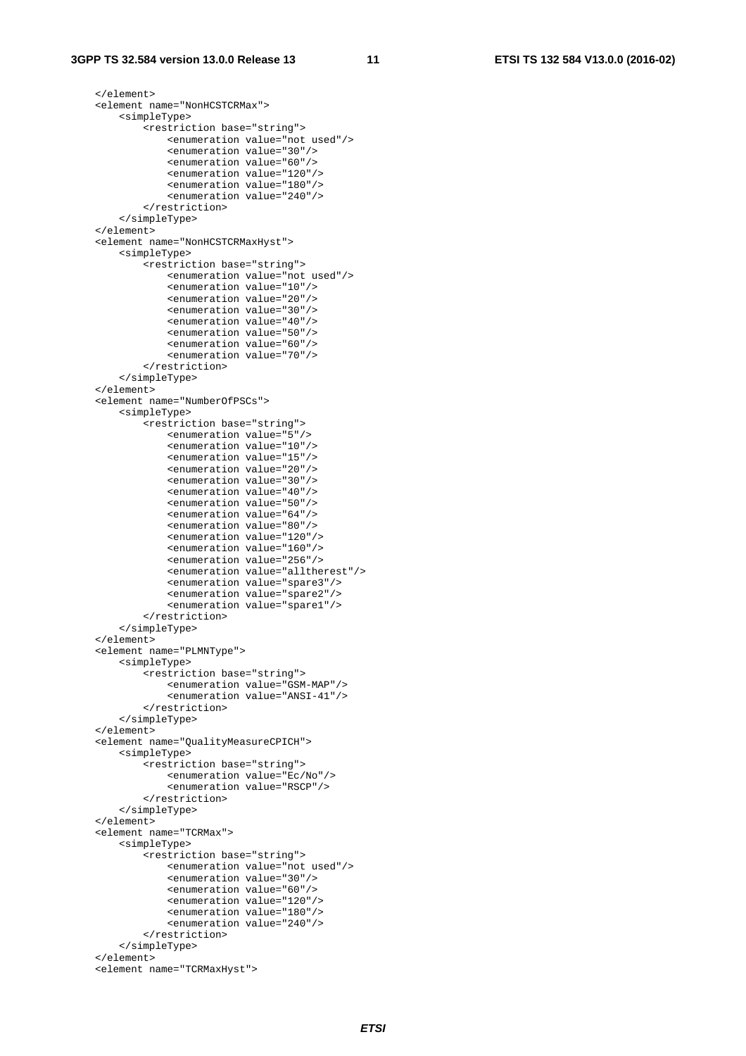```
    </element>
    <element name="NonHCSTCRMax">
        <simpleType>
            <restriction base="string">
                <enumeration value="not used"/>
                <enumeration value="30"/>
                <enumeration value="60"/>
                <enumeration value="120"/>
                <enumeration value="180"/>
                <enumeration value="240"/>
            </restriction>
        </simpleType>
    </element>
    <element name="NonHCSTCRMaxHyst">
        <simpleType>
            <restriction base="string">
                <enumeration value="not used"/>
                <enumeration value="10"/>
                <enumeration value="20"/>
                <enumeration value="30"/>
                <enumeration value="40"/>
                <enumeration value="50"/>
                <enumeration value="60"/>
                <enumeration value="70"/>
            </restriction>
        </simpleType>
    </element>
    <element name="NumberOfPSCs">
        <simpleType>
            <restriction base="string">
                <enumeration value="5"/>
                <enumeration value="10"/>
                <enumeration value="15"/>
                <enumeration value="20"/>
                <enumeration value="30"/>
                <enumeration value="40"/>
                <enumeration value="50"/>
                <enumeration value="64"/>
                <enumeration value="80"/>
                <enumeration value="120"/>
                <enumeration value="160"/>
                <enumeration value="256"/>
                <enumeration value="alltherest"/>
                <enumeration value="spare3"/>
                <enumeration value="spare2"/>
                <enumeration value="spare1"/>
            </restriction>
        </simpleType>
    </element>
    <element name="PLMNType">
        <simpleType>
            <restriction base="string">
                <enumeration value="GSM-MAP"/>
                <enumeration value="ANSI-41"/>
            </restriction>
        </simpleType>
    </element>
    <element name="QualityMeasureCPICH">
        <simpleType>
            <restriction base="string">
                <enumeration value="Ec/No"/>
                <enumeration value="RSCP"/>
            </restriction>
        </simpleType>
    </element>
    <element name="TCRMax">
        <simpleType>
            <restriction base="string">
                <enumeration value="not used"/>
                <enumeration value="30"/>
                <enumeration value="60"/>
                <enumeration value="120"/>
                <enumeration value="180"/>
                <enumeration value="240"/>
            </restriction>
        </simpleType>
    </element>
    <element name="TCRMaxHyst">
```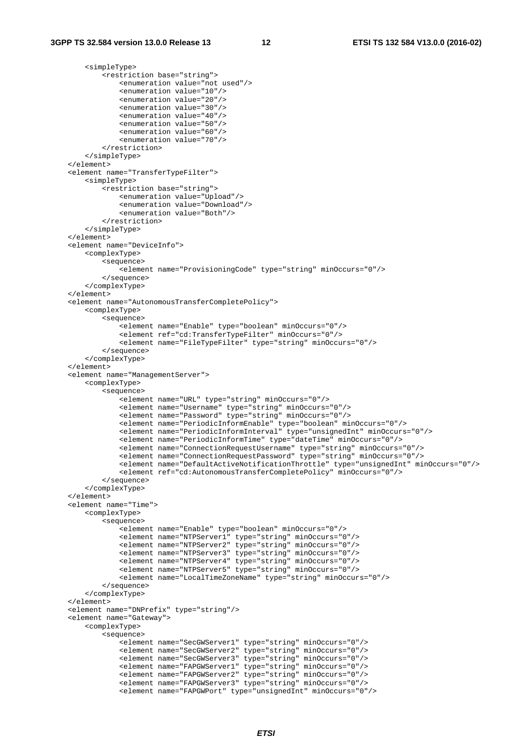```
        <simpleType>
            <restriction base="string">
                <enumeration value="not used"/>
                <enumeration value="10"/>
                <enumeration value="20"/>
                <enumeration value="30"/>
                <enumeration value="40"/>
                <enumeration value="50"/>
                <enumeration value="60"/>
                <enumeration value="70"/>
            </restriction>
        </simpleType>
    </element>
    <element name="TransferTypeFilter">
        <simpleType>
            <restriction base="string">
                <enumeration value="Upload"/>
                <enumeration value="Download"/>
                <enumeration value="Both"/>
            </restriction>
        </simpleType>
    </element>
    <element name="DeviceInfo">
        <complexType>
            <sequence>
                <element name="ProvisioningCode" type="string" minOccurs="0"/>
            </sequence>
        </complexType>
    </element>
    <element name="AutonomousTransferCompletePolicy">
        <complexType>
            <sequence>
                <element name="Enable" type="boolean" minOccurs="0"/>
                <element ref="cd:TransferTypeFilter" minOccurs="0"/>
                <element name="FileTypeFilter" type="string" minOccurs="0"/>
            </sequence>
        </complexType>
    </element>
    <element name="ManagementServer">
        <complexType>
            <sequence>
                <element name="URL" type="string" minOccurs="0"/>
                <element name="Username" type="string" minOccurs="0"/>
                <element name="Password" type="string" minOccurs="0"/>
                <element name="PeriodicInformEnable" type="boolean" minOccurs="0"/>
                <element name="PeriodicInformInterval" type="unsignedInt" minOccurs="0"/>
                <element name="PeriodicInformTime" type="dateTime" minOccurs="0"/>
                <element name="ConnectionRequestUsername" type="string" minOccurs="0"/>
                <element name="ConnectionRequestPassword" type="string" minOccurs="0"/>
                <element name="DefaultActiveNotificationThrottle" type="unsignedInt" minOccurs="0"/>
                <element ref="cd:AutonomousTransferCompletePolicy" minOccurs="0"/>
            </sequence>
        </complexType>
    </element>
    <element name="Time">
        <complexType>
            <sequence>
                <element name="Enable" type="boolean" minOccurs="0"/>
                <element name="NTPServer1" type="string" minOccurs="0"/>
                <element name="NTPServer2" type="string" minOccurs="0"/>
                <element name="NTPServer3" type="string" minOccurs="0"/>
                <element name="NTPServer4" type="string" minOccurs="0"/>
                <element name="NTPServer5" type="string" minOccurs="0"/>
                <element name="LocalTimeZoneName" type="string" minOccurs="0"/>
            </sequence>
        </complexType>
    </element>
    <element name="DNPrefix" type="string"/>
    <element name="Gateway">
        <complexType>
            <sequence>
                <element name="SecGWServer1" type="string" minOccurs="0"/>
                <element name="SecGWServer2" type="string" minOccurs="0"/>
                <element name="SecGWServer3" type="string" minOccurs="0"/>
                <element name="FAPGWServer1" type="string" minOccurs="0"/>
                <element name="FAPGWServer2" type="string" minOccurs="0"/>
                <element name="FAPGWServer3" type="string" minOccurs="0"/>
                <element name="FAPGWPort" type="unsignedInt" minOccurs="0"/>
```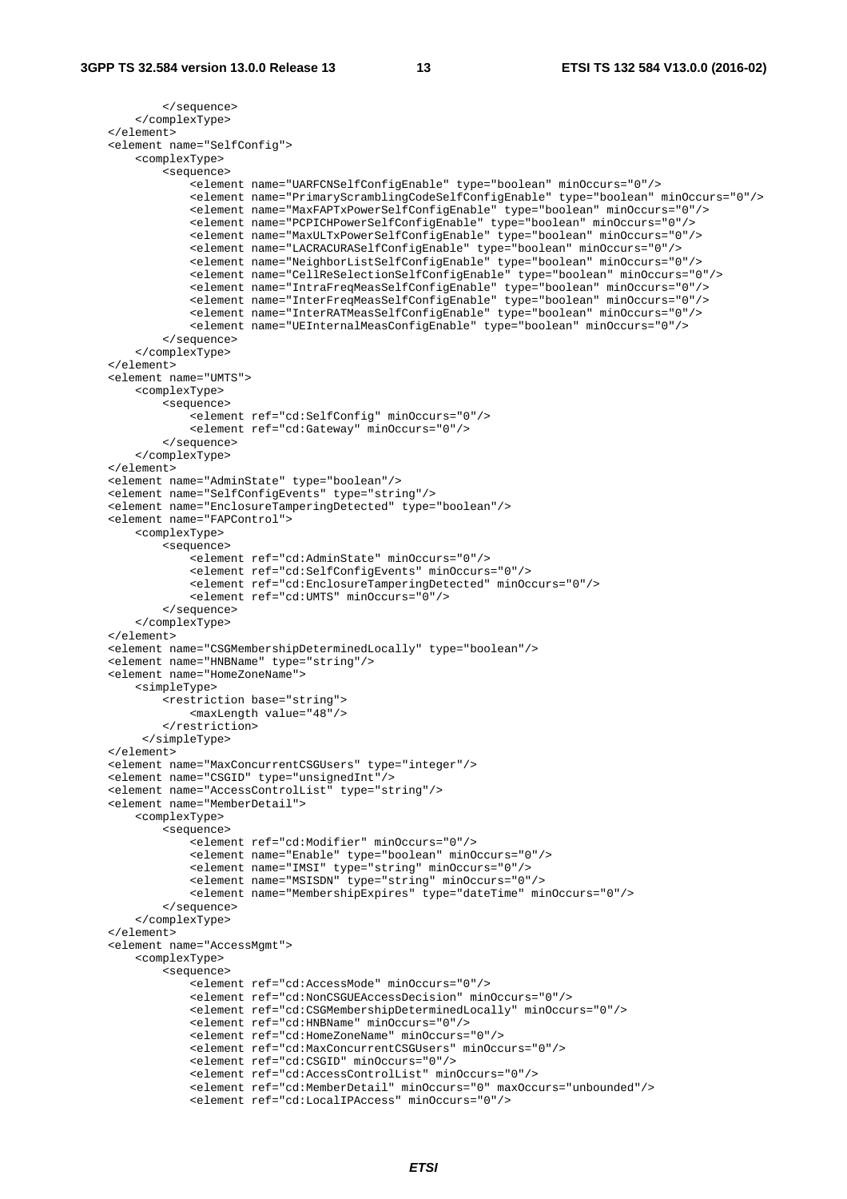```
            </sequence>
        </complexType>
    </element>
    <element name="SelfConfig">
        <complexType>
            <sequence>
                <element name="UARFCNSelfConfigEnable" type="boolean" minOccurs="0"/>
                <element name="PrimaryScramblingCodeSelfConfigEnable" type="boolean" minOccurs="0"/>
                <element name="MaxFAPTxPowerSelfConfigEnable" type="boolean" minOccurs="0"/>
                <element name="PCPICHPowerSelfConfigEnable" type="boolean" minOccurs="0"/>
                <element name="MaxULTxPowerSelfConfigEnable" type="boolean" minOccurs="0"/>
                <element name="LACRACURASelfConfigEnable" type="boolean" minOccurs="0"/>
                <element name="NeighborListSelfConfigEnable" type="boolean" minOccurs="0"/>
                <element name="CellReSelectionSelfConfigEnable" type="boolean" minOccurs="0"/>
                <element name="IntraFreqMeasSelfConfigEnable" type="boolean" minOccurs="0"/>
                <element name="InterFreqMeasSelfConfigEnable" type="boolean" minOccurs="0"/>
                <element name="InterRATMeasSelfConfigEnable" type="boolean" minOccurs="0"/>
                <element name="UEInternalMeasConfigEnable" type="boolean" minOccurs="0"/>
            </sequence>
        </complexType>
    </element>
    <element name="UMTS">
        <complexType>
            <sequence>
                <element ref="cd:SelfConfig" minOccurs="0"/>
                <element ref="cd:Gateway" minOccurs="0"/>
            </sequence>
        </complexType>
    </element>
    <element name="AdminState" type="boolean"/>
    <element name="SelfConfigEvents" type="string"/>
    <element name="EnclosureTamperingDetected" type="boolean"/>
    <element name="FAPControl">
        <complexType>
            <sequence>
                <element ref="cd:AdminState" minOccurs="0"/>
                <element ref="cd:SelfConfigEvents" minOccurs="0"/>
                <element ref="cd:EnclosureTamperingDetected" minOccurs="0"/>
                <element ref="cd:UMTS" minOccurs="0"/>
            </sequence>
        </complexType>
    </element>
    <element name="CSGMembershipDeterminedLocally" type="boolean"/>
    <element name="HNBName" type="string"/>
    <element name="HomeZoneName">
        <simpleType>
            <restriction base="string">
                <maxLength value="48"/>
            </restriction>
         </simpleType>
    </element>
    <element name="MaxConcurrentCSGUsers" type="integer"/>
    <element name="CSGID" type="unsignedInt"/>
    <element name="AccessControlList" type="string"/>
    <element name="MemberDetail">
        <complexType>
            <sequence>
                <element ref="cd:Modifier" minOccurs="0"/>
                <element name="Enable" type="boolean" minOccurs="0"/>
                <element name="IMSI" type="string" minOccurs="0"/>
                <element name="MSISDN" type="string" minOccurs="0"/>
                <element name="MembershipExpires" type="dateTime" minOccurs="0"/>
            </sequence>
        </complexType>
    </element>
    <element name="AccessMgmt">
        <complexType>
            <sequence>
                <element ref="cd:AccessMode" minOccurs="0"/>
                <element ref="cd:NonCSGUEAccessDecision" minOccurs="0"/>
                <element ref="cd:CSGMembershipDeterminedLocally" minOccurs="0"/>
                <element ref="cd:HNBName" minOccurs="0"/>
                <element ref="cd:HomeZoneName" minOccurs="0"/>
                <element ref="cd:MaxConcurrentCSGUsers" minOccurs="0"/>
                <element ref="cd:CSGID" minOccurs="0"/>
                <element ref="cd:AccessControlList" minOccurs="0"/>
                <element ref="cd:MemberDetail" minOccurs="0" maxOccurs="unbounded"/>
                <element ref="cd:LocalIPAccess" minOccurs="0"/>
```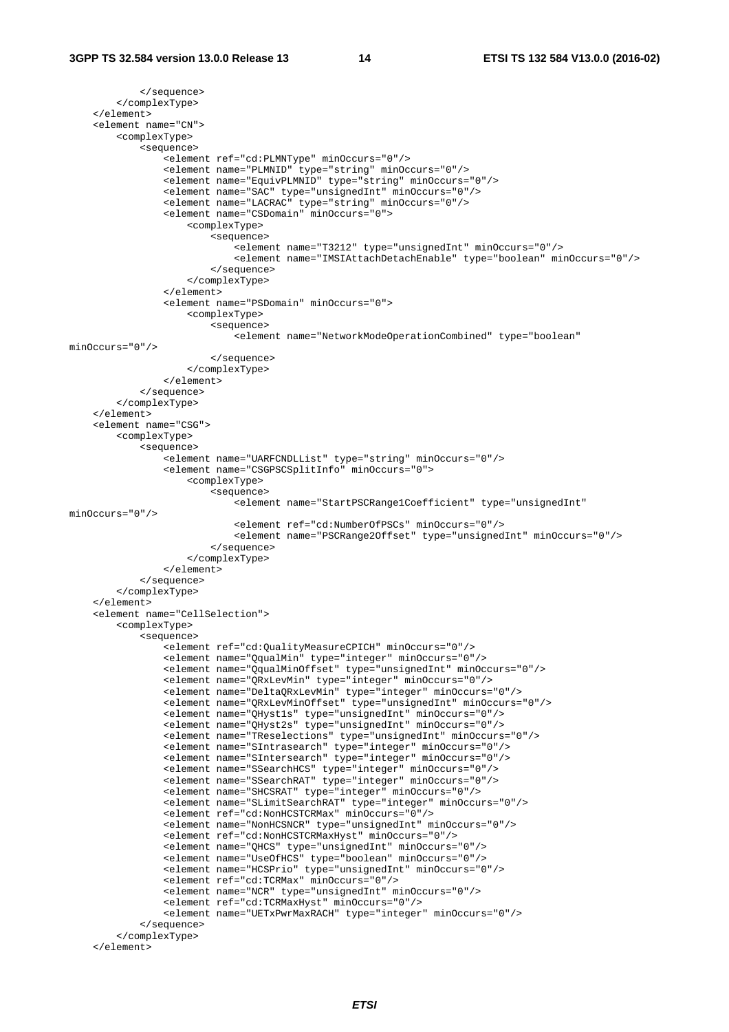```
            </sequence>
        </complexType>
    </element>
    <element name="CN">
        <complexType>
            <sequence>
                <element ref="cd:PLMNType" minOccurs="0"/>
                <element name="PLMNID" type="string" minOccurs="0"/>
                <element name="EquivPLMNID" type="string" minOccurs="0"/>
                <element name="SAC" type="unsignedInt" minOccurs="0"/>
                <element name="LACRAC" type="string" minOccurs="0"/>
                <element name="CSDomain" minOccurs="0">
                    <complexType>
                        <sequence>
                            <element name="T3212" type="unsignedInt" minOccurs="0"/>
                            <element name="IMSIAttachDetachEnable" type="boolean" minOccurs="0"/>
                        </sequence>
                    </complexType>
                </element>
                <element name="PSDomain" minOccurs="0">
                    <complexType>
                        <sequence>
                            <element name="NetworkModeOperationCombined" type="boolean"
minOccurs="0"/>
                        </sequence>
                    </complexType>
                </element>
            </sequence>
        </complexType>
    </element>
    <element name="CSG">
        <complexType>
            <sequence>
                <element name="UARFCNDLList" type="string" minOccurs="0"/>
                <element name="CSGPSCSplitInfo" minOccurs="0">
                    <complexType>
                        <sequence>
                            <element name="StartPSCRange1Coefficient" type="unsignedInt"
minOccurs="0"/>
                            <element ref="cd:NumberOfPSCs" minOccurs="0"/>
                            <element name="PSCRange2Offset" type="unsignedInt" minOccurs="0"/>
                        </sequence>
                    </complexType>
                </element>
            </sequence>
        </complexType>
    </element>
    <element name="CellSelection">
        <complexType>
            <sequence>
                <element ref="cd:QualityMeasureCPICH" minOccurs="0"/>
                <element name="QqualMin" type="integer" minOccurs="0"/>
                <element name="QqualMinOffset" type="unsignedInt" minOccurs="0"/>
                <element name="QRxLevMin" type="integer" minOccurs="0"/>
                <element name="DeltaQRxLevMin" type="integer" minOccurs="0"/>
                <element name="QRxLevMinOffset" type="unsignedInt" minOccurs="0"/>
                <element name="QHyst1s" type="unsignedInt" minOccurs="0"/>
                <element name="QHyst2s" type="unsignedInt" minOccurs="0"/>
                <element name="TReselections" type="unsignedInt" minOccurs="0"/>
                <element name="SIntrasearch" type="integer" minOccurs="0"/>
                <element name="SIntersearch" type="integer" minOccurs="0"/>
                <element name="SSearchHCS" type="integer" minOccurs="0"/>
                <element name="SSearchRAT" type="integer" minOccurs="0"/>
                <element name="SHCSRAT" type="integer" minOccurs="0"/>
                <element name="SLimitSearchRAT" type="integer" minOccurs="0"/>
                <element ref="cd:NonHCSTCRMax" minOccurs="0"/>
                <element name="NonHCSNCR" type="unsignedInt" minOccurs="0"/>
                <element ref="cd:NonHCSTCRMaxHyst" minOccurs="0"/>
                <element name="QHCS" type="unsignedInt" minOccurs="0"/>
                <element name="UseOfHCS" type="boolean" minOccurs="0"/>
                <element name="HCSPrio" type="unsignedInt" minOccurs="0"/>
                <element ref="cd:TCRMax" minOccurs="0"/>
                <element name="NCR" type="unsignedInt" minOccurs="0"/>
                <element ref="cd:TCRMaxHyst" minOccurs="0"/>
                <element name="UETxPwrMaxRACH" type="integer" minOccurs="0"/>
            </sequence>
        </complexType>
    </element>
```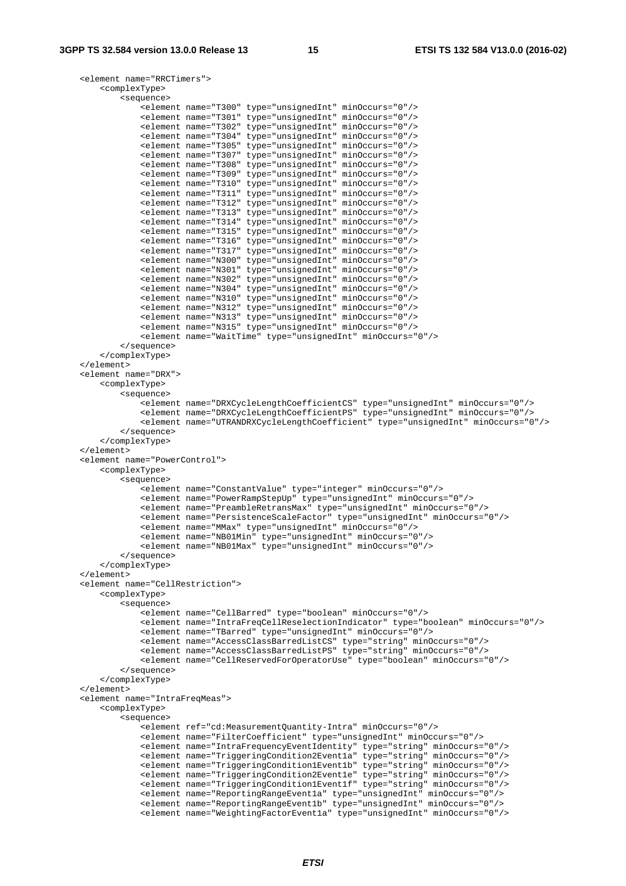```
<element name="RRCTimers">
    <complexType>
        <sequence>
            <element name="T300" type="unsignedInt" minOccurs="0"/>
            <element name="T301" type="unsignedInt" minOccurs="0"/>
            <element name="T302" type="unsignedInt" minOccurs="0"/>
            <element name="T304" type="unsignedInt" minOccurs="0"/>
            <element name="T305" type="unsignedInt" minOccurs="0"/>
            <element name="T307" type="unsignedInt" minOccurs="0"/>
            <element name="T308" type="unsignedInt" minOccurs="0"/>
            <element name="T309" type="unsignedInt" minOccurs="0"/>
            <element name="T310" type="unsignedInt" minOccurs="0"/>
            <element name="T311" type="unsignedInt" minOccurs="0"/>
            <element name="T312" type="unsignedInt" minOccurs="0"/>
            <element name="T313" type="unsignedInt" minOccurs="0"/>
            <element name="T314" type="unsignedInt" minOccurs="0"/>
            <element name="T315" type="unsignedInt" minOccurs="0"/>
            <element name="T316" type="unsignedInt" minOccurs="0"/>
            <element name="T317" type="unsignedInt" minOccurs="0"/>
            <element name="N300" type="unsignedInt" minOccurs="0"/>
            <element name="N301" type="unsignedInt" minOccurs="0"/>
            <element name="N302" type="unsignedInt" minOccurs="0"/>
            <element name="N304" type="unsignedInt" minOccurs="0"/>
            <element name="N310" type="unsignedInt" minOccurs="0"/>
            <element name="N312" type="unsignedInt" minOccurs="0"/>
            <element name="N313" type="unsignedInt" minOccurs="0"/>
            <element name="N315" type="unsignedInt" minOccurs="0"/>
            <element name="WaitTime" type="unsignedInt" minOccurs="0"/>
        </sequence>
    </complexType>
</element>
<element name="DRX">
    <complexType>
        <sequence>
            <element name="DRXCycleLengthCoefficientCS" type="unsignedInt" minOccurs="0"/>
            <element name="DRXCycleLengthCoefficientPS" type="unsignedInt" minOccurs="0"/>
            <element name="UTRANDRXCycleLengthCoefficient" type="unsignedInt" minOccurs="0"/>
        </sequence>
    </complexType>
</element>
<element name="PowerControl">
    <complexType>
        <sequence>
            <element name="ConstantValue" type="integer" minOccurs="0"/>
            <element name="PowerRampStepUp" type="unsignedInt" minOccurs="0"/>
            <element name="PreambleRetransMax" type="unsignedInt" minOccurs="0"/>
            <element name="PersistenceScaleFactor" type="unsignedInt" minOccurs="0"/>
            <element name="MMax" type="unsignedInt" minOccurs="0"/>
            <element name="NB01Min" type="unsignedInt" minOccurs="0"/>
            <element name="NB01Max" type="unsignedInt" minOccurs="0"/>
        </sequence>
    </complexType>
</element>
<element name="CellRestriction">
    <complexType>
        <sequence>
            <element name="CellBarred" type="boolean" minOccurs="0"/>
            <element name="IntraFreqCellReselectionIndicator" type="boolean" minOccurs="0"/>
            <element name="TBarred" type="unsignedInt" minOccurs="0"/>
            <element name="AccessClassBarredListCS" type="string" minOccurs="0"/>
            <element name="AccessClassBarredListPS" type="string" minOccurs="0"/>
            <element name="CellReservedForOperatorUse" type="boolean" minOccurs="0"/>
        </sequence>
    </complexType>
</element>
<element name="IntraFreqMeas">
    <complexType>
        <sequence>
            <element ref="cd:MeasurementQuantity-Intra" minOccurs="0"/>
            <element name="FilterCoefficient" type="unsignedInt" minOccurs="0"/>
            <element name="IntraFrequencyEventIdentity" type="string" minOccurs="0"/>
            <element name="TriggeringCondition2Event1a" type="string" minOccurs="0"/>
            <element name="TriggeringCondition1Event1b" type="string" minOccurs="0"/>
            <element name="TriggeringCondition2Event1e" type="string" minOccurs="0"/>
            <element name="TriggeringCondition1Event1f" type="string" minOccurs="0"/>
            <element name="ReportingRangeEvent1a" type="unsignedInt" minOccurs="0"/>
            <element name="ReportingRangeEvent1b" type="unsignedInt" minOccurs="0"/>
            <element name="WeightingFactorEvent1a" type="unsignedInt" minOccurs="0"/>
```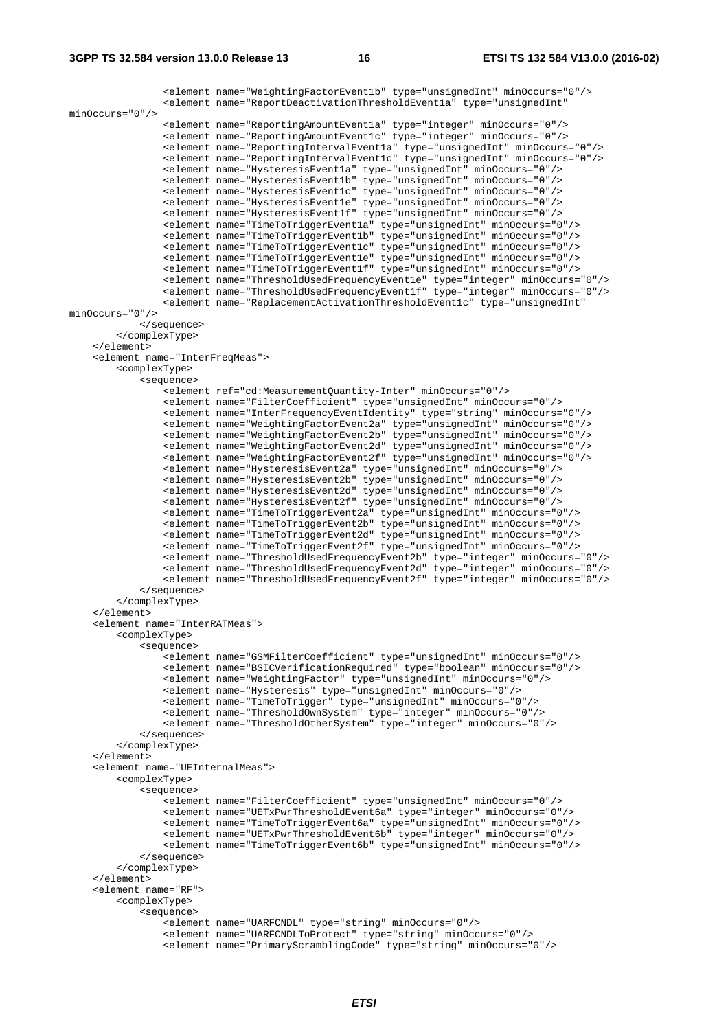```
                <element name="WeightingFactorEvent1b" type="unsignedInt" minOccurs="0"/>
                <element name="ReportDeactivationThresholdEvent1a" type="unsignedInt"
minOccurs="0"/>
                <element name="ReportingAmountEvent1a" type="integer" minOccurs="0"/>
                <element name="ReportingAmountEvent1c" type="integer" minOccurs="0"/>
                <element name="ReportingIntervalEvent1a" type="unsignedInt" minOccurs="0"/>
                <element name="ReportingIntervalEvent1c" type="unsignedInt" minOccurs="0"/>
                <element name="HysteresisEvent1a" type="unsignedInt" minOccurs="0"/>
                <element name="HysteresisEvent1b" type="unsignedInt" minOccurs="0"/>
                <element name="HysteresisEvent1c" type="unsignedInt" minOccurs="0"/>
                <element name="HysteresisEvent1e" type="unsignedInt" minOccurs="0"/>
                <element name="HysteresisEvent1f" type="unsignedInt" minOccurs="0"/>
                <element name="TimeToTriggerEvent1a" type="unsignedInt" minOccurs="0"/>
                <element name="TimeToTriggerEvent1b" type="unsignedInt" minOccurs="0"/>
                <element name="TimeToTriggerEvent1c" type="unsignedInt" minOccurs="0"/>
                <element name="TimeToTriggerEvent1e" type="unsignedInt" minOccurs="0"/>
                <element name="TimeToTriggerEvent1f" type="unsignedInt" minOccurs="0"/>
                <element name="ThresholdUsedFrequencyEvent1e" type="integer" minOccurs="0"/>
                <element name="ThresholdUsedFrequencyEvent1f" type="integer" minOccurs="0"/>
                <element name="ReplacementActivationThresholdEvent1c" type="unsignedInt"
minOccurs="0"/>
            </sequence>
        </complexType>
    </element>
    <element name="InterFreqMeas">
        <complexType>
            <sequence>
                <element ref="cd:MeasurementQuantity-Inter" minOccurs="0"/>
                <element name="FilterCoefficient" type="unsignedInt" minOccurs="0"/>
                <element name="InterFrequencyEventIdentity" type="string" minOccurs="0"/>
                <element name="WeightingFactorEvent2a" type="unsignedInt" minOccurs="0"/>
                <element name="WeightingFactorEvent2b" type="unsignedInt" minOccurs="0"/>
                <element name="WeightingFactorEvent2d" type="unsignedInt" minOccurs="0"/>
                <element name="WeightingFactorEvent2f" type="unsignedInt" minOccurs="0"/>
                <element name="HysteresisEvent2a" type="unsignedInt" minOccurs="0"/>
                <element name="HysteresisEvent2b" type="unsignedInt" minOccurs="0"/>
                <element name="HysteresisEvent2d" type="unsignedInt" minOccurs="0"/>
                <element name="HysteresisEvent2f" type="unsignedInt" minOccurs="0"/>
                <element name="TimeToTriggerEvent2a" type="unsignedInt" minOccurs="0"/>
                <element name="TimeToTriggerEvent2b" type="unsignedInt" minOccurs="0"/>
                <element name="TimeToTriggerEvent2d" type="unsignedInt" minOccurs="0"/>
                <element name="TimeToTriggerEvent2f" type="unsignedInt" minOccurs="0"/>
                <element name="ThresholdUsedFrequencyEvent2b" type="integer" minOccurs="0"/>
                <element name="ThresholdUsedFrequencyEvent2d" type="integer" minOccurs="0"/>
                <element name="ThresholdUsedFrequencyEvent2f" type="integer" minOccurs="0"/>
            </sequence>
        </complexType>
    </element>
    <element name="InterRATMeas">
        <complexType>
            <sequence>
                <element name="GSMFilterCoefficient" type="unsignedInt" minOccurs="0"/>
                <element name="BSICVerificationRequired" type="boolean" minOccurs="0"/>
                <element name="WeightingFactor" type="unsignedInt" minOccurs="0"/>
                <element name="Hysteresis" type="unsignedInt" minOccurs="0"/>
                <element name="TimeToTrigger" type="unsignedInt" minOccurs="0"/>
                <element name="ThresholdOwnSystem" type="integer" minOccurs="0"/>
                <element name="ThresholdOtherSystem" type="integer" minOccurs="0"/>
            </sequence>
        </complexType>
    </element>
    <element name="UEInternalMeas">
        <complexType>
            <sequence>
                <element name="FilterCoefficient" type="unsignedInt" minOccurs="0"/>
                <element name="UETxPwrThresholdEvent6a" type="integer" minOccurs="0"/>
                <element name="TimeToTriggerEvent6a" type="unsignedInt" minOccurs="0"/>
                <element name="UETxPwrThresholdEvent6b" type="integer" minOccurs="0"/>
                <element name="TimeToTriggerEvent6b" type="unsignedInt" minOccurs="0"/>
            </sequence>
        </complexType>
    </element>
    <element name="RF">
        <complexType>
            <sequence>
                <element name="UARFCNDL" type="string" minOccurs="0"/>
                <element name="UARFCNDLToProtect" type="string" minOccurs="0"/>
                <element name="PrimaryScramblingCode" type="string" minOccurs="0"/>
```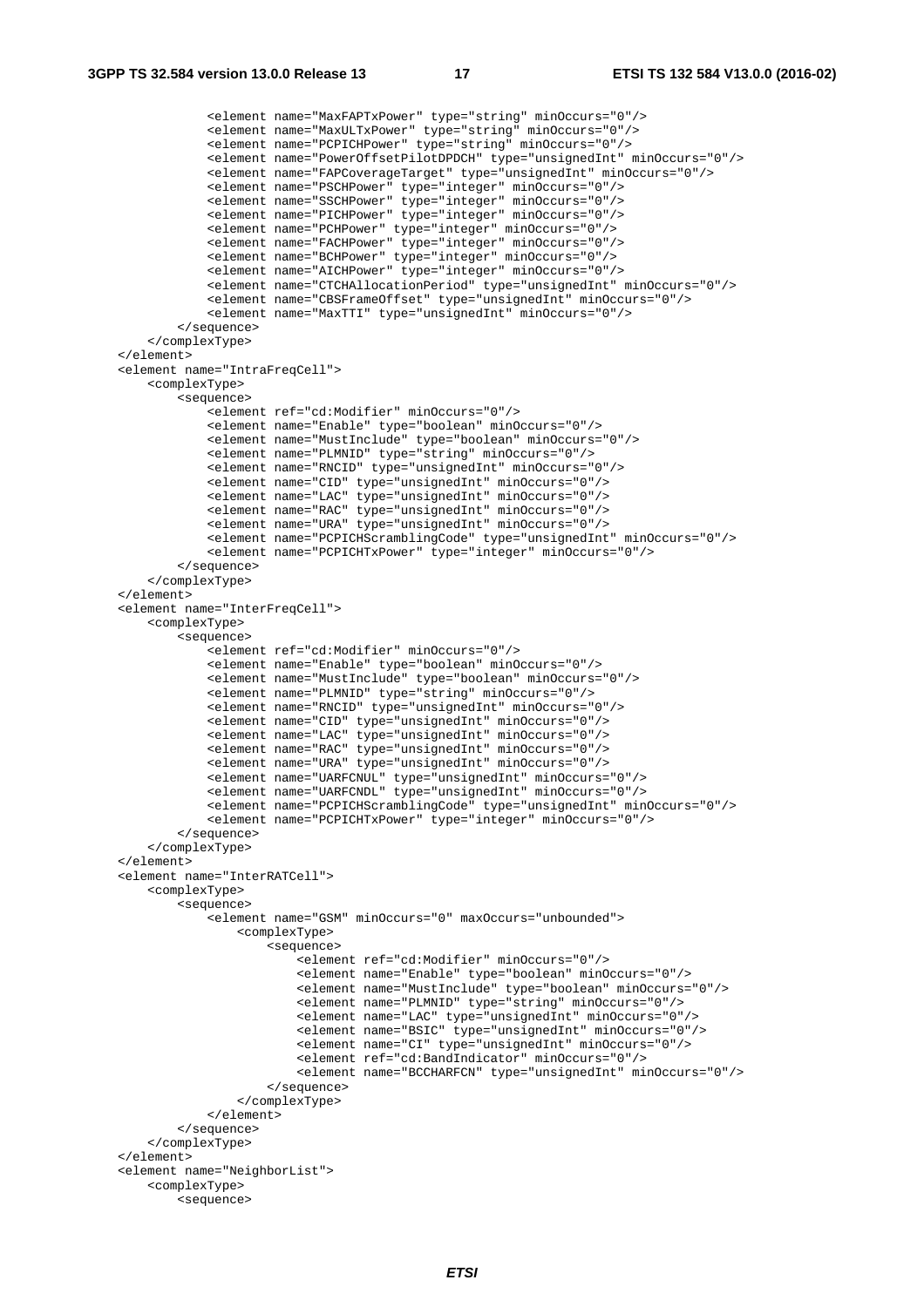```
            <element name="MaxFAPTxPower" type="string" minOccurs="0"/>
            <element name="MaxULTxPower" type="string" minOccurs="0"/>
            <element name="PCPICHPower" type="string" minOccurs="0"/>
            <element name="PowerOffsetPilotDPDCH" type="unsignedInt" minOccurs="0"/>
            <element name="FAPCoverageTarget" type="unsignedInt" minOccurs="0"/>
            <element name="PSCHPower" type="integer" minOccurs="0"/>
            <element name="SSCHPower" type="integer" minOccurs="0"/>
            <element name="PICHPower" type="integer" minOccurs="0"/>
            <element name="PCHPower" type="integer" minOccurs="0"/>
            <element name="FACHPower" type="integer" minOccurs="0"/>
            <element name="BCHPower" type="integer" minOccurs="0"/>
            <element name="AICHPower" type="integer" minOccurs="0"/>
            <element name="CTCHAllocationPeriod" type="unsignedInt" minOccurs="0"/>
            <element name="CBSFrameOffset" type="unsignedInt" minOccurs="0"/>
            <element name="MaxTTI" type="unsignedInt" minOccurs="0"/>
        </sequence>
    </complexType>
</element>
<element name="IntraFreqCell">
    <complexType>
        <sequence>
            <element ref="cd:Modifier" minOccurs="0"/>
            <element name="Enable" type="boolean" minOccurs="0"/>
            <element name="MustInclude" type="boolean" minOccurs="0"/>
            <element name="PLMNID" type="string" minOccurs="0"/>
            <element name="RNCID" type="unsignedInt" minOccurs="0"/>
            <element name="CID" type="unsignedInt" minOccurs="0"/>
            <element name="LAC" type="unsignedInt" minOccurs="0"/>
            <element name="RAC" type="unsignedInt" minOccurs="0"/>
            <element name="URA" type="unsignedInt" minOccurs="0"/>
            <element name="PCPICHScramblingCode" type="unsignedInt" minOccurs="0"/>
            <element name="PCPICHTxPower" type="integer" minOccurs="0"/>
        </sequence>
    </complexType>
</element>
<element name="InterFreqCell">
    <complexType>
        <sequence>
            <element ref="cd:Modifier" minOccurs="0"/>
            <element name="Enable" type="boolean" minOccurs="0"/>
            <element name="MustInclude" type="boolean" minOccurs="0"/>
            <element name="PLMNID" type="string" minOccurs="0"/>
            <element name="RNCID" type="unsignedInt" minOccurs="0"/>
            <element name="CID" type="unsignedInt" minOccurs="0"/>
            <element name="LAC" type="unsignedInt" minOccurs="0"/>
            <element name="RAC" type="unsignedInt" minOccurs="0"/>
            <element name="URA" type="unsignedInt" minOccurs="0"/>
            <element name="UARFCNUL" type="unsignedInt" minOccurs="0"/>
            <element name="UARFCNDL" type="unsignedInt" minOccurs="0"/>
            <element name="PCPICHScramblingCode" type="unsignedInt" minOccurs="0"/>
            <element name="PCPICHTxPower" type="integer" minOccurs="0"/>
        </sequence>
    </complexType>
</element>
<element name="InterRATCell">
    <complexType>
        <sequence>
            <element name="GSM" minOccurs="0" maxOccurs="unbounded">
                <complexType>
                    <sequence>
                        <element ref="cd:Modifier" minOccurs="0"/>
                        <element name="Enable" type="boolean" minOccurs="0"/>
                        <element name="MustInclude" type="boolean" minOccurs="0"/>
                        <element name="PLMNID" type="string" minOccurs="0"/>
                        <element name="LAC" type="unsignedInt" minOccurs="0"/>
                        <element name="BSIC" type="unsignedInt" minOccurs="0"/>
                        <element name="CI" type="unsignedInt" minOccurs="0"/>
                        <element ref="cd:BandIndicator" minOccurs="0"/>
                        <element name="BCCHARFCN" type="unsignedInt" minOccurs="0"/>
                    </sequence>
                </complexType>
            </element>
        </sequence>
    </complexType>
</element>
<element name="NeighborList">
    <complexType>
        <sequence>
```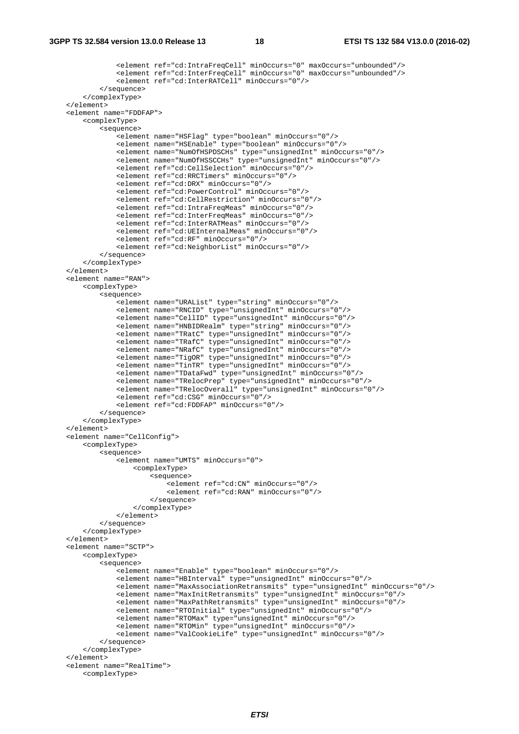```
                <element ref="cd:IntraFreqCell" minOccurs="0" maxOccurs="unbounded"/>
                <element ref="cd:InterFreqCell" minOccurs="0" maxOccurs="unbounded"/>
                <element ref="cd:InterRATCell" minOccurs="0"/>
            </sequence>
        </complexType>
    </element>
    <element name="FDDFAP">
        <complexType>
            <sequence>
                <element name="HSFlag" type="boolean" minOccurs="0"/>
                <element name="HSEnable" type="boolean" minOccurs="0"/>
                <element name="NumOfHSPDSCHs" type="unsignedInt" minOccurs="0"/>
                <element name="NumOfHSSCCHs" type="unsignedInt" minOccurs="0"/>
                <element ref="cd:CellSelection" minOccurs="0"/>
                <element ref="cd:RRCTimers" minOccurs="0"/>
                <element ref="cd:DRX" minOccurs="0"/>
                <element ref="cd:PowerControl" minOccurs="0"/>
                <element ref="cd:CellRestriction" minOccurs="0"/>
                <element ref="cd:IntraFreqMeas" minOccurs="0"/>
                <element ref="cd:InterFreqMeas" minOccurs="0"/>
                <element ref="cd:InterRATMeas" minOccurs="0"/>
                <element ref="cd:UEInternalMeas" minOccurs="0"/>
                <element ref="cd:RF" minOccurs="0"/>
                <element ref="cd:NeighborList" minOccurs="0"/>
            </sequence>
        </complexType>
    </element>
    <element name="RAN">
        <complexType>
            <sequence>
                <element name="URAList" type="string" minOccurs="0"/>
                <element name="RNCID" type="unsignedInt" minOccurs="0"/>
                <element name="CellID" type="unsignedInt" minOccurs="0"/>
                <element name="HNBIDRealm" type="string" minOccurs="0"/>
                <element name="TRatC" type="unsignedInt" minOccurs="0"/>
                <element name="TRafC" type="unsignedInt" minOccurs="0"/>
                <element name="NRafC" type="unsignedInt" minOccurs="0"/>
                <element name="TigOR" type="unsignedInt" minOccurs="0"/>
                <element name="TinTR" type="unsignedInt" minOccurs="0"/>
                <element name="TDataFwd" type="unsignedInt" minOccurs="0"/>
                <element name="TRelocPrep" type="unsignedInt" minOccurs="0"/>
                <element name="TRelocOverall" type="unsignedInt" minOccurs="0"/>
                <element ref="cd:CSG" minOccurs="0"/>
                <element ref="cd:FDDFAP" minOccurs="0"/>
            </sequence>
        </complexType>
    </element>
    <element name="CellConfig">
        <complexType>
            <sequence>
                <element name="UMTS" minOccurs="0">
                    <complexType>
                        <sequence>
                            <element ref="cd:CN" minOccurs="0"/>
                            <element ref="cd:RAN" minOccurs="0"/>
                        </sequence>
                    </complexType>
                </element>
            </sequence>
        </complexType>
    </element>
    <element name="SCTP">
        <complexType>
            <sequence>
                <element name="Enable" type="boolean" minOccurs="0"/>
                <element name="HBInterval" type="unsignedInt" minOccurs="0"/>
                <element name="MaxAssociationRetransmits" type="unsignedInt" minOccurs="0"/>
                <element name="MaxInitRetransmits" type="unsignedInt" minOccurs="0"/>
                <element name="MaxPathRetransmits" type="unsignedInt" minOccurs="0"/>
                <element name="RTOInitial" type="unsignedInt" minOccurs="0"/>
                <element name="RTOMax" type="unsignedInt" minOccurs="0"/>
                <element name="RTOMin" type="unsignedInt" minOccurs="0"/>
                <element name="ValCookieLife" type="unsignedInt" minOccurs="0"/>
            </sequence>
        </complexType>
    </element>
    <element name="RealTime">
        <complexType>
```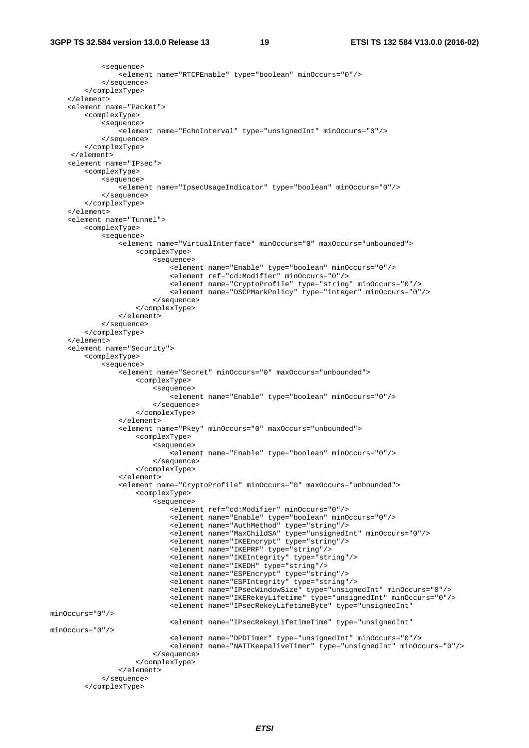```
            <sequence>
                <element name="RTCPEnable" type="boolean" minOccurs="0"/>
            </sequence>
        </complexType>
    </element>
    <element name="Packet">
        <complexType>
            <sequence>
                <element name="EchoInterval" type="unsignedInt" minOccurs="0"/>
            </sequence>
        </complexType>
     </element>
    <element name="IPsec">
        <complexType>
            <sequence>
                <element name="IpsecUsageIndicator" type="boolean" minOccurs="0"/>
            </sequence>
        </complexType>
    </element>
    <element name="Tunnel">
        <complexType>
            <sequence>
                <element name="VirtualInterface" minOccurs="0" maxOccurs="unbounded">
                    <complexType>
                        <sequence>
                            <element name="Enable" type="boolean" minOccurs="0"/>
                            <element ref="cd:Modifier" minOccurs="0"/>
                            <element name="CryptoProfile" type="string" minOccurs="0"/>
                            <element name="DSCPMarkPolicy" type="integer" minOccurs="0"/>
                        </sequence>
                    </complexType>
                </element>
            </sequence>
        </complexType>
    </element>
    <element name="Security">
        <complexType>
            <sequence>
                <element name="Secret" minOccurs="0" maxOccurs="unbounded">
                    <complexType>
                        <sequence>
                            <element name="Enable" type="boolean" minOccurs="0"/>
                        </sequence>
                    </complexType>
                </element>
                <element name="Pkey" minOccurs="0" maxOccurs="unbounded">
                    <complexType>
                        <sequence>
                            <element name="Enable" type="boolean" minOccurs="0"/>
                        </sequence>
                    </complexType>
                </element>
                <element name="CryptoProfile" minOccurs="0" maxOccurs="unbounded">
                    <complexType>
                        <sequence>
                            <element ref="cd:Modifier" minOccurs="0"/>
                            <element name="Enable" type="boolean" minOccurs="0"/>
                            <element name="AuthMethod" type="string"/>
                            <element name="MaxChildSA" type="unsignedInt" minOccurs="0"/>
                            <element name="IKEEncrypt" type="string"/>
                            <element name="IKEPRF" type="string"/>
                            <element name="IKEIntegrity" type="string"/>
                            <element name="IKEDH" type="string"/>
                            <element name="ESPEncrypt" type="string"/>
                            <element name="ESPIntegrity" type="string"/>
                            <element name="IPsecWindowSize" type="unsignedInt" minOccurs="0"/>
                            <element name="IKERekeyLifetime" type="unsignedInt" minOccurs="0"/>
                            <element name="IPsecRekeyLifetimeByte" type="unsignedInt"
minOccurs="0"/>
                            <element name="IPsecRekeyLifetimeTime" type="unsignedInt"
minOccurs="0"/>
                            <element name="DPDTimer" type="unsignedInt" minOccurs="0"/>
                            <element name="NATTKeepaliveTimer" type="unsignedInt" minOccurs="0"/>
                        </sequence>
                    </complexType>
                </element>
            </sequence>
        </complexType>
```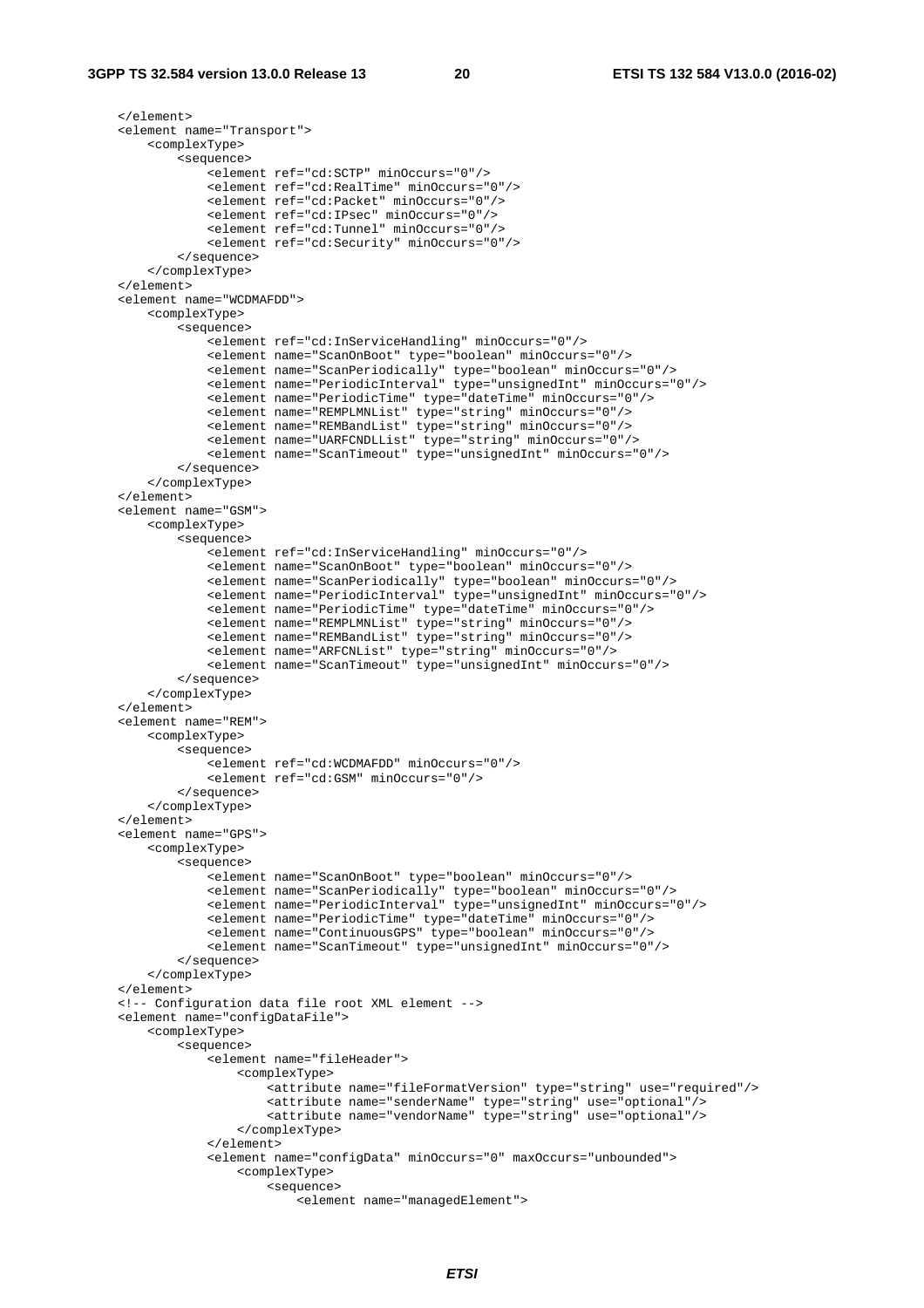```
    </element>
    <element name="Transport">
        <complexType>
            <sequence>
                <element ref="cd:SCTP" minOccurs="0"/>
                <element ref="cd:RealTime" minOccurs="0"/>
                <element ref="cd:Packet" minOccurs="0"/>
                <element ref="cd:IPsec" minOccurs="0"/>
                <element ref="cd:Tunnel" minOccurs="0"/>
                <element ref="cd:Security" minOccurs="0"/>
            </sequence>
        </complexType>
    </element>
    <element name="WCDMAFDD">
        <complexType>
            <sequence>
                <element ref="cd:InServiceHandling" minOccurs="0"/>
                <element name="ScanOnBoot" type="boolean" minOccurs="0"/>
                <element name="ScanPeriodically" type="boolean" minOccurs="0"/>
                <element name="PeriodicInterval" type="unsignedInt" minOccurs="0"/>
                <element name="PeriodicTime" type="dateTime" minOccurs="0"/>
                <element name="REMPLMNList" type="string" minOccurs="0"/>
                <element name="REMBandList" type="string" minOccurs="0"/>
                <element name="UARFCNDLList" type="string" minOccurs="0"/>
                <element name="ScanTimeout" type="unsignedInt" minOccurs="0"/>
            </sequence>
        </complexType>
    </element>
    <element name="GSM">
        <complexType>
            <sequence>
                <element ref="cd:InServiceHandling" minOccurs="0"/>
                <element name="ScanOnBoot" type="boolean" minOccurs="0"/>
                <element name="ScanPeriodically" type="boolean" minOccurs="0"/>
                <element name="PeriodicInterval" type="unsignedInt" minOccurs="0"/>
                <element name="PeriodicTime" type="dateTime" minOccurs="0"/>
                <element name="REMPLMNList" type="string" minOccurs="0"/>
                <element name="REMBandList" type="string" minOccurs="0"/>
                <element name="ARFCNList" type="string" minOccurs="0"/>
                <element name="ScanTimeout" type="unsignedInt" minOccurs="0"/>
            </sequence>
        </complexType>
    </element>
    <element name="REM">
        <complexType>
            <sequence>
                <element ref="cd:WCDMAFDD" minOccurs="0"/>
                <element ref="cd:GSM" minOccurs="0"/>
            </sequence>
        </complexType>
    </element>
    <element name="GPS">
        <complexType>
            <sequence>
                <element name="ScanOnBoot" type="boolean" minOccurs="0"/>
                <element name="ScanPeriodically" type="boolean" minOccurs="0"/>
                <element name="PeriodicInterval" type="unsignedInt" minOccurs="0"/>
                <element name="PeriodicTime" type="dateTime" minOccurs="0"/>
                <element name="ContinuousGPS" type="boolean" minOccurs="0"/>
                <element name="ScanTimeout" type="unsignedInt" minOccurs="0"/>
            </sequence>
        </complexType>
    </element>
    <!-- Configuration data file root XML element -->
    <element name="configDataFile">
        <complexType>
            <sequence>
                <element name="fileHeader">
                    <complexType>
                        <attribute name="fileFormatVersion" type="string" use="required"/>
                        <attribute name="senderName" type="string" use="optional"/>
                        <attribute name="vendorName" type="string" use="optional"/>
                    </complexType>
                </element>
                <element name="configData" minOccurs="0" maxOccurs="unbounded">
                    <complexType>
                        <sequence>
                            <element name="managedElement">
```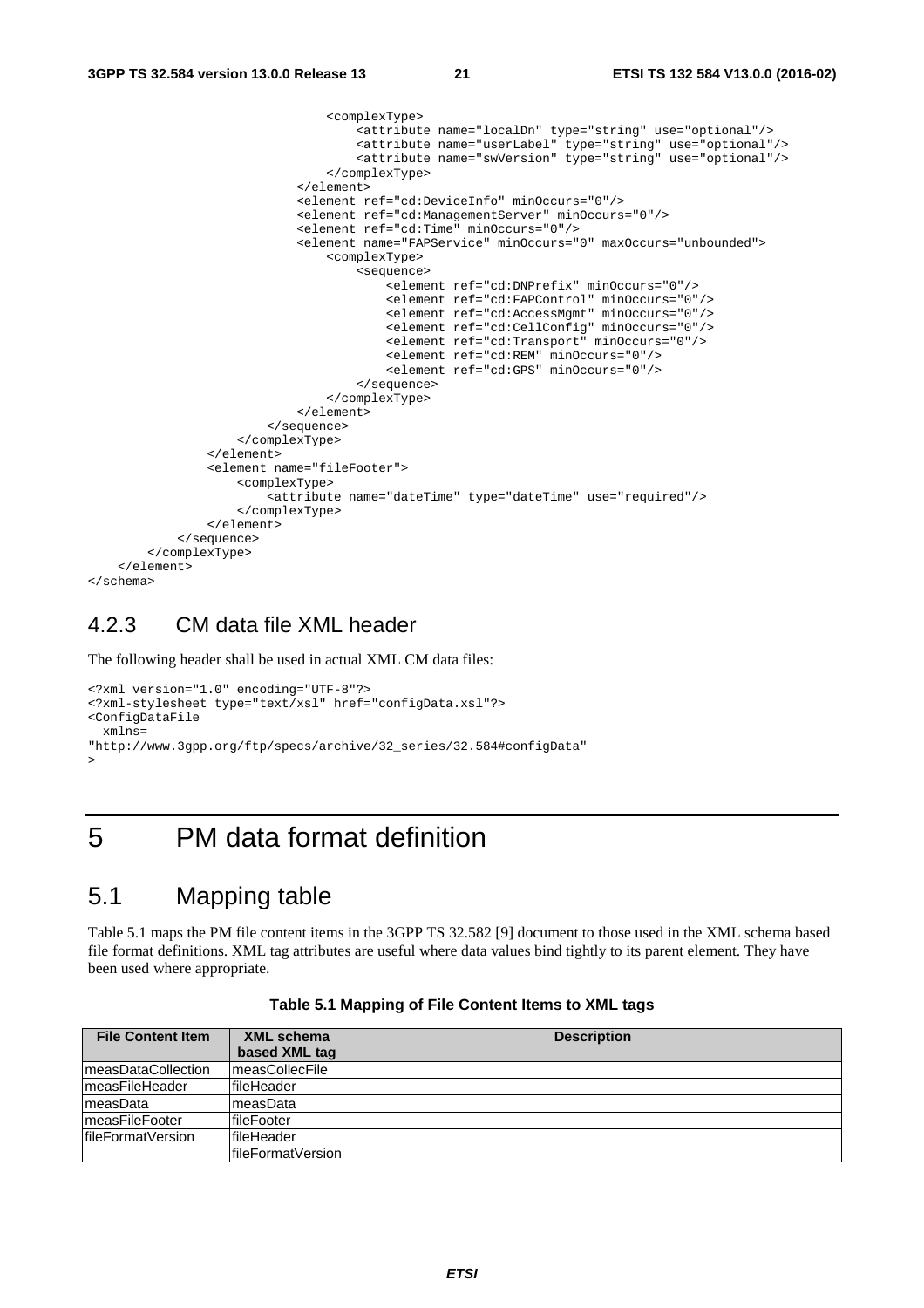```
                                <complexType>
                                    <attribute name="localDn" type="string" use="optional"/>
                                    <attribute name="userLabel" type="string" use="optional"/>
                                    <attribute name="swVersion" type="string" use="optional"/>
                                </complexType>
                            </element>
                            <element ref="cd:DeviceInfo" minOccurs="0"/>
                            <element ref="cd:ManagementServer" minOccurs="0"/>
                            <element ref="cd:Time" minOccurs="0"/>
                            <element name="FAPService" minOccurs="0" maxOccurs="unbounded">
                                <complexType>
                                    <sequence>
                                        <element ref="cd:DNPrefix" minOccurs="0"/>
                                        <element ref="cd:FAPControl" minOccurs="0"/>
                                        <element ref="cd:AccessMgmt" minOccurs="0"/>
                                        <element ref="cd:CellConfig" minOccurs="0"/>
                                        <element ref="cd:Transport" minOccurs="0"/>
                                        <element ref="cd:REM" minOccurs="0"/>
                                        <element ref="cd:GPS" minOccurs="0"/>
                                    </sequence>
                                </complexType>
                            </element>
                        </sequence>
                    </complexType>
                </element>
                <element name="fileFooter">
                    <complexType>
                        <attribute name="dateTime" type="dateTime" use="required"/>
                    </complexType>
                </element>
            </sequence>
        </complexType>
    </element>
</schema>
```

### 4.2.3 CM data file XML header

The following header shall be used in actual XML CM data files:

```
<?xml version="1.0" encoding="UTF-8"?>
<?xml-stylesheet type="text/xsl" href="configData.xsl"?>
<ConfigDataFile
  xmlns=
"http://www.3gpp.org/ftp/specs/archive/32_series/32.584#configData"
>
```

# 5 PM data format definition

## 5.1 Mapping table

Table 5.1 maps the PM file content items in the 3GPP TS 32.582 [9] document to those used in the XML schema based file format definitions. XML tag attributes are useful where data values bind tightly to its parent element. They have been used where appropriate.

**Table 5.1 Mapping of File Content Items to XML tags**

| File Content Item | XML schema based XML tag | Description |
|---|---|---|
| measDataCollection | measCollecFile | |
| measFileHeader | fileHeader | |
| measData | measData | |
| measFileFooter | fileFooter | |
| fileFormatVersion | fileHeader fileFormatVersion | |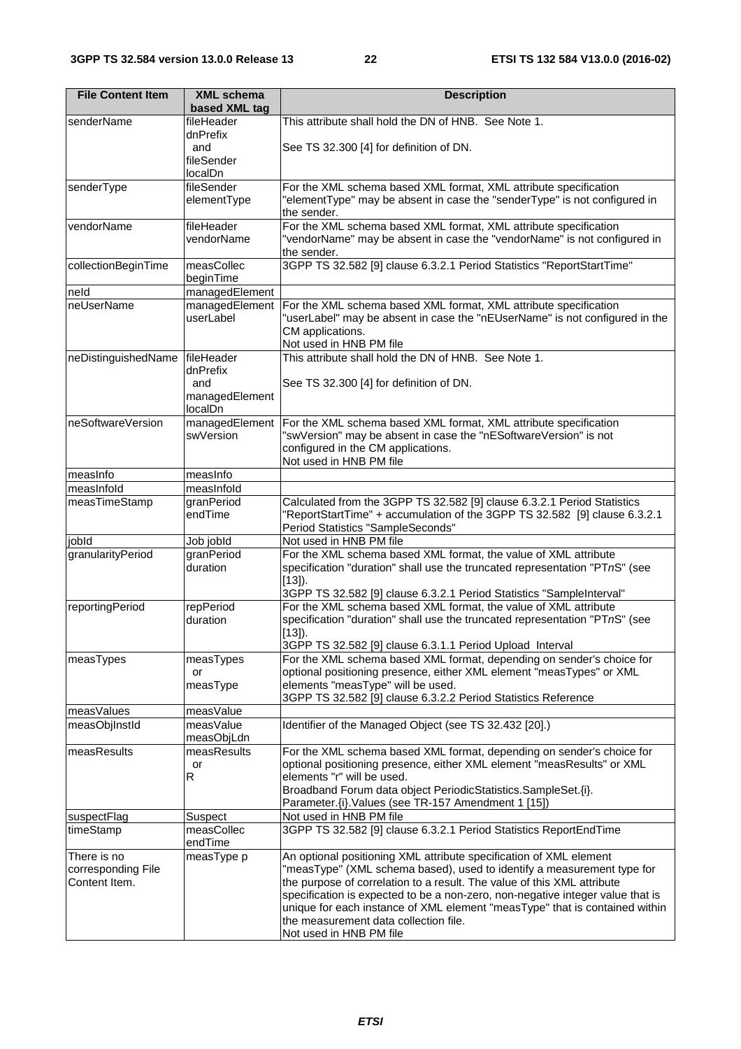| File Content Item | XML schema based XML tag | Description |
| --- | --- | --- |
| senderName | fileHeader dnPrefix and fileSender localDn | This attribute shall hold the DN of HNB. See Note 1.<br><br>See TS 32.300 [4] for definition of DN. |
| senderType | fileSender elementType | For the XML schema based XML format, XML attribute specification "elementType" may be absent in case the "senderType" is not configured in the sender. |
| vendorName | fileHeader vendorName | For the XML schema based XML format, XML attribute specification "vendorName" may be absent in case the "vendorName" is not configured in the sender. |
| collectionBeginTime | measCollec beginTime | 3GPP TS 32.582 [9] clause 6.3.2.1 Period Statistics "ReportStartTime" |
| neId | managedElement | |
| neUserName | managedElement userLabel | For the XML schema based XML format, XML attribute specification "userLabel" may be absent in case the "nEUserName" is not configured in the CM applications.<br>Not used in HNB PM file |
| neDistinguishedName | fileHeader dnPrefix and managedElement localDn | This attribute shall hold the DN of HNB. See Note 1.<br><br>See TS 32.300 [4] for definition of DN. |
| neSoftwareVersion | managedElement swVersion | For the XML schema based XML format, XML attribute specification "swVersion" may be absent in case the "nESoftwareVersion" is not configured in the CM applications.<br>Not used in HNB PM file |
| measInfo | measInfo | |
| measInfoId | measInfoId | |
| measTimeStamp | granPeriod endTime | Calculated from the 3GPP TS 32.582 [9] clause 6.3.2.1 Period Statistics "ReportStartTime" + accumulation of the 3GPP TS 32.582 [9] clause 6.3.2.1 Period Statistics "SampleSeconds" |
| jobId | Job jobId | Not used in HNB PM file |
| granularityPeriod | granPeriod duration | For the XML schema based XML format, the value of XML attribute specification "duration" shall use the truncated representation "PT*n*S" (see [13]).<br>3GPP TS 32.582 [9] clause 6.3.2.1 Period Statistics "SampleInterval" |
| reportingPeriod | repPeriod duration | For the XML schema based XML format, the value of XML attribute specification "duration" shall use the truncated representation "PT*n*S" (see [13]).<br>3GPP TS 32.582 [9] clause 6.3.1.1 Period Upload Interval |
| measTypes | measTypes or measType | For the XML schema based XML format, depending on sender's choice for optional positioning presence, either XML element "measTypes" or XML elements "measType" will be used.<br>3GPP TS 32.582 [9] clause 6.3.2.2 Period Statistics Reference |
| measValues | measValue | |
| measObjInstId | measValue measObjLdn | Identifier of the Managed Object (see TS 32.432 [20].) |
| measResults | measResults or R | For the XML schema based XML format, depending on sender's choice for optional positioning presence, either XML element "measResults" or XML elements "r" will be used.<br>Broadband Forum data object PeriodicStatistics.SampleSet.{i}. Parameter.{i}.Values (see TR-157 Amendment 1 [15]) |
| suspectFlag | Suspect | Not used in HNB PM file |
| timeStamp | measCollec endTime | 3GPP TS 32.582 [9] clause 6.3.2.1 Period Statistics ReportEndTime |
| There is no corresponding File Content Item. | measType p | An optional positioning XML attribute specification of XML element "measType" (XML schema based), used to identify a measurement type for the purpose of correlation to a result. The value of this XML attribute specification is expected to be a non-zero, non-negative integer value that is unique for each instance of XML element "measType" that is contained within the measurement data collection file.<br>Not used in HNB PM file |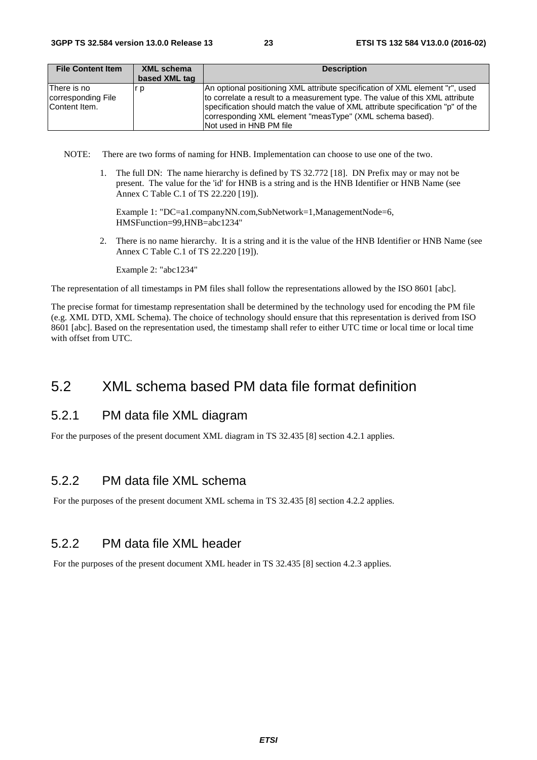| File Content Item | XML schema based XML tag | Description |
| --- | --- | --- |
| There is no corresponding File Content Item. | r p | An optional positioning XML attribute specification of XML element "r", used to correlate a result to a measurement type. The value of this XML attribute specification should match the value of XML attribute specification "p" of the corresponding XML element "measType" (XML schema based). Not used in HNB PM file |

NOTE: There are two forms of naming for HNB. Implementation can choose to use one of the two.

1. The full DN: The name hierarchy is defined by TS 32.772 [18]. DN Prefix may or may not be present. The value for the 'id' for HNB is a string and is the HNB Identifier or HNB Name (see Annex C Table C.1 of TS 22.220 [19]).

   Example 1: "DC=a1.companyNN.com,SubNetwork=1,ManagementNode=6, HMSFunction=99,HNB=abc1234"

2. There is no name hierarchy. It is a string and it is the value of the HNB Identifier or HNB Name (see Annex C Table C.1 of TS 22.220 [19]).

   Example 2: "abc1234"

The representation of all timestamps in PM files shall follow the representations allowed by the ISO 8601 [abc].

The precise format for timestamp representation shall be determined by the technology used for encoding the PM file (e.g. XML DTD, XML Schema). The choice of technology should ensure that this representation is derived from ISO 8601 [abc]. Based on the representation used, the timestamp shall refer to either UTC time or local time or local time with offset from UTC.

## 5.2 XML schema based PM data file format definition

### 5.2.1 PM data file XML diagram

For the purposes of the present document XML diagram in TS 32.435 [8] section 4.2.1 applies.

### 5.2.2 PM data file XML schema

For the purposes of the present document XML schema in TS 32.435 [8] section 4.2.2 applies.

### 5.2.2 PM data file XML header

For the purposes of the present document XML header in TS 32.435 [8] section 4.2.3 applies.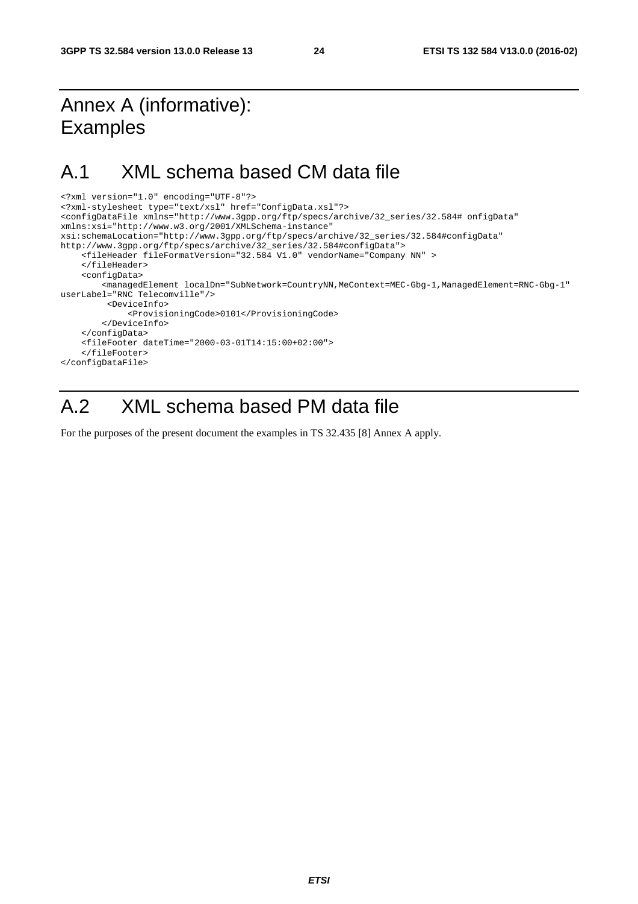# Annex A (informative): Examples

## A.1 XML schema based CM data file

```
<?xml version="1.0" encoding="UTF-8"?>
<?xml-stylesheet type="text/xsl" href="ConfigData.xsl"?>
<configDataFile xmlns="http://www.3gpp.org/ftp/specs/archive/32_series/32.584# onfigData"
xmlns:xsi="http://www.w3.org/2001/XMLSchema-instance"
xsi:schemaLocation="http://www.3gpp.org/ftp/specs/archive/32_series/32.584#configData"
http://www.3gpp.org/ftp/specs/archive/32_series/32.584#configData">
    <fileHeader fileFormatVersion="32.584 V1.0" vendorName="Company NN" >
    </fileHeader>
    <configData>
        <managedElement localDn="SubNetwork=CountryNN,MeContext=MEC-Gbg-1,ManagedElement=RNC-Gbg-1"
userLabel="RNC Telecomville"/>
         <DeviceInfo>
             <ProvisioningCode>0101</ProvisioningCode>
        </DeviceInfo>
    </configData>
    <fileFooter dateTime="2000-03-01T14:15:00+02:00">
    </fileFooter>
</configDataFile>
```

## A.2 XML schema based PM data file

For the purposes of the present document the examples in TS 32.435 [8] Annex A apply.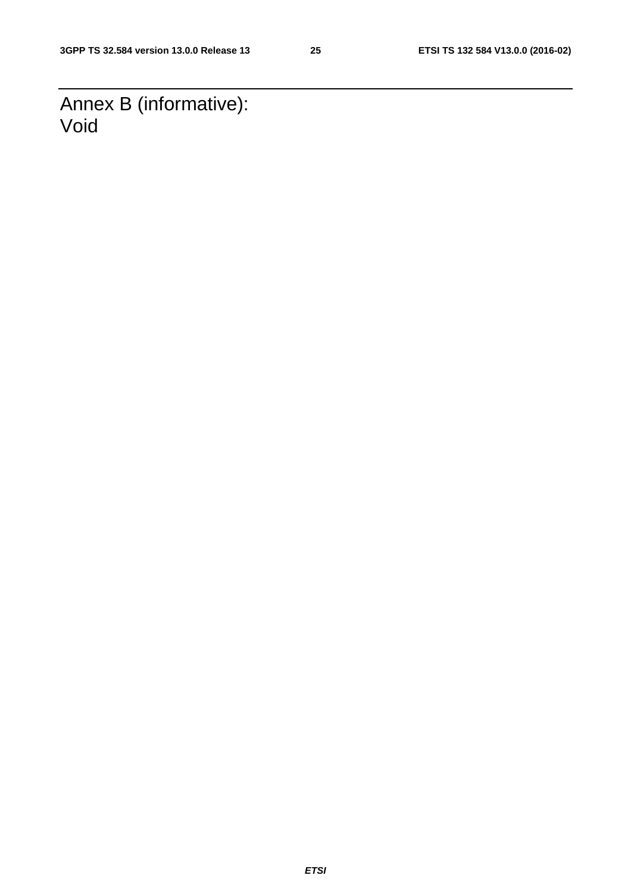# Annex B (informative): Void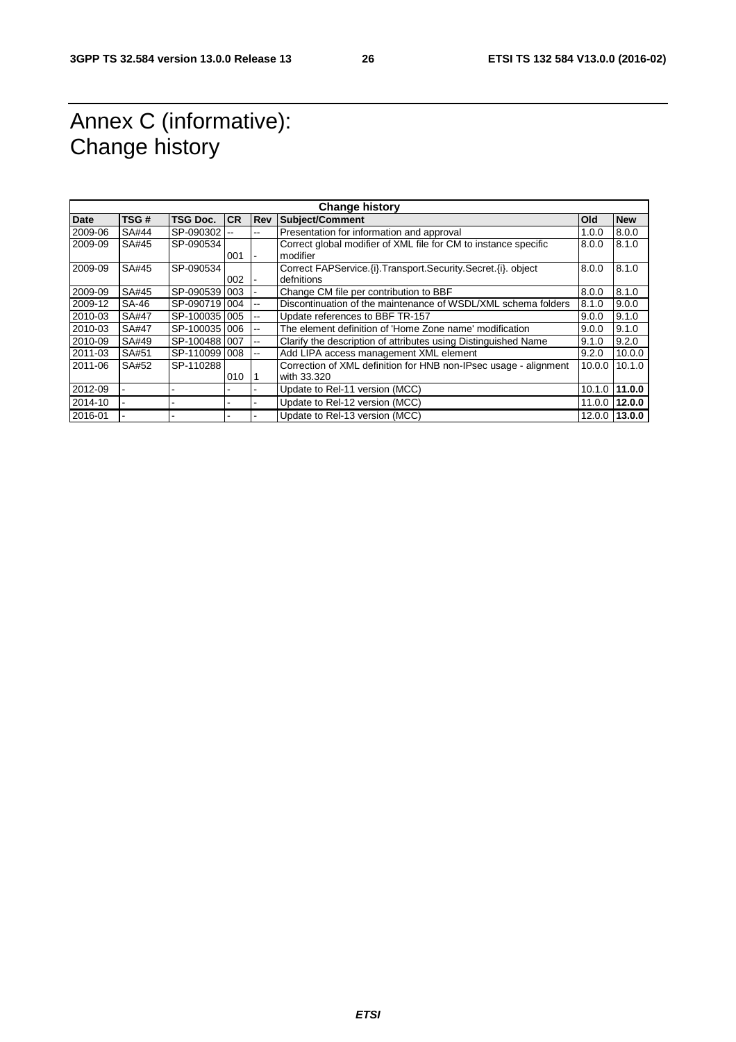# Annex C (informative): Change history

| Change history | | | | | | | |
|---|---|---|---|---|---|---|---|
| **Date** | **TSG #** | **TSG Doc.** | **CR** | **Rev** | **Subject/Comment** | **Old** | **New** |
| 2009-06 | SA#44 | SP-090302 | -- | -- | Presentation for information and approval | 1.0.0 | 8.0.0 |
| 2009-09 | SA#45 | SP-090534 | 001 | - | Correct global modifier of XML file for CM to instance specific modifier | 8.0.0 | 8.1.0 |
| 2009-09 | SA#45 | SP-090534 | 002 | - | Correct FAPService.{i}.Transport.Security.Secret.{i}. object defnitions | 8.0.0 | 8.1.0 |
| 2009-09 | SA#45 | SP-090539 | 003 | - | Change CM file per contribution to BBF | 8.0.0 | 8.1.0 |
| 2009-12 | SA-46 | SP-090719 | 004 | -- | Discontinuation of the maintenance of WSDL/XML schema folders | 8.1.0 | 9.0.0 |
| 2010-03 | SA#47 | SP-100035 | 005 | -- | Update references to BBF TR-157 | 9.0.0 | 9.1.0 |
| 2010-03 | SA#47 | SP-100035 | 006 | -- | The element definition of 'Home Zone name' modification | 9.0.0 | 9.1.0 |
| 2010-09 | SA#49 | SP-100488 | 007 | -- | Clarify the description of attributes using Distinguished Name | 9.1.0 | 9.2.0 |
| 2011-03 | SA#51 | SP-110099 | 008 | -- | Add LIPA access management XML element | 9.2.0 | 10.0.0 |
| 2011-06 | SA#52 | SP-110288 | 010 | 1 | Correction of XML definition for HNB non-IPsec usage - alignment with 33.320 | 10.0.0 | 10.1.0 |
| 2012-09 | - | - | - | - | Update to Rel-11 version (MCC) | 10.1.0 | **11.0.0** |
| 2014-10 | - | - | - | - | Update to Rel-12 version (MCC) | 11.0.0 | **12.0.0** |
| 2016-01 | - | - | - | - | Update to Rel-13 version (MCC) | 12.0.0 | **13.0.0** |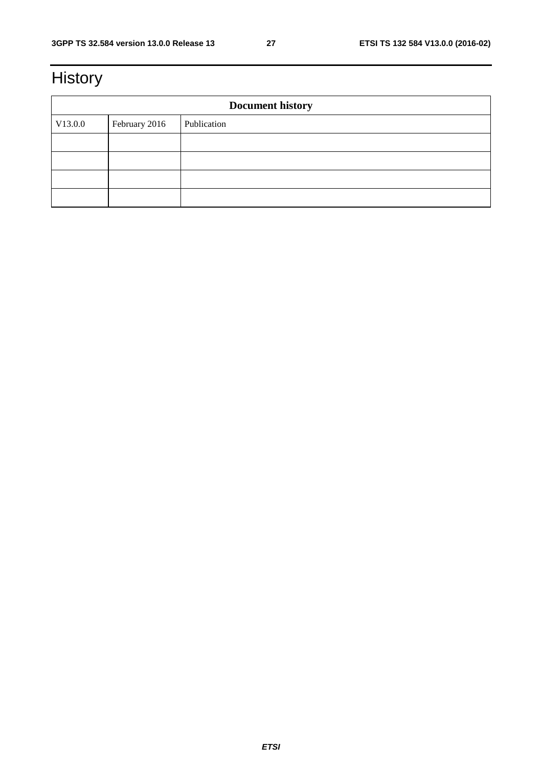# History

| Document history | | |
|---|---|---|
| V13.0.0 | February 2016 | Publication |
| | | |
| | | |
| | | |
| | | |